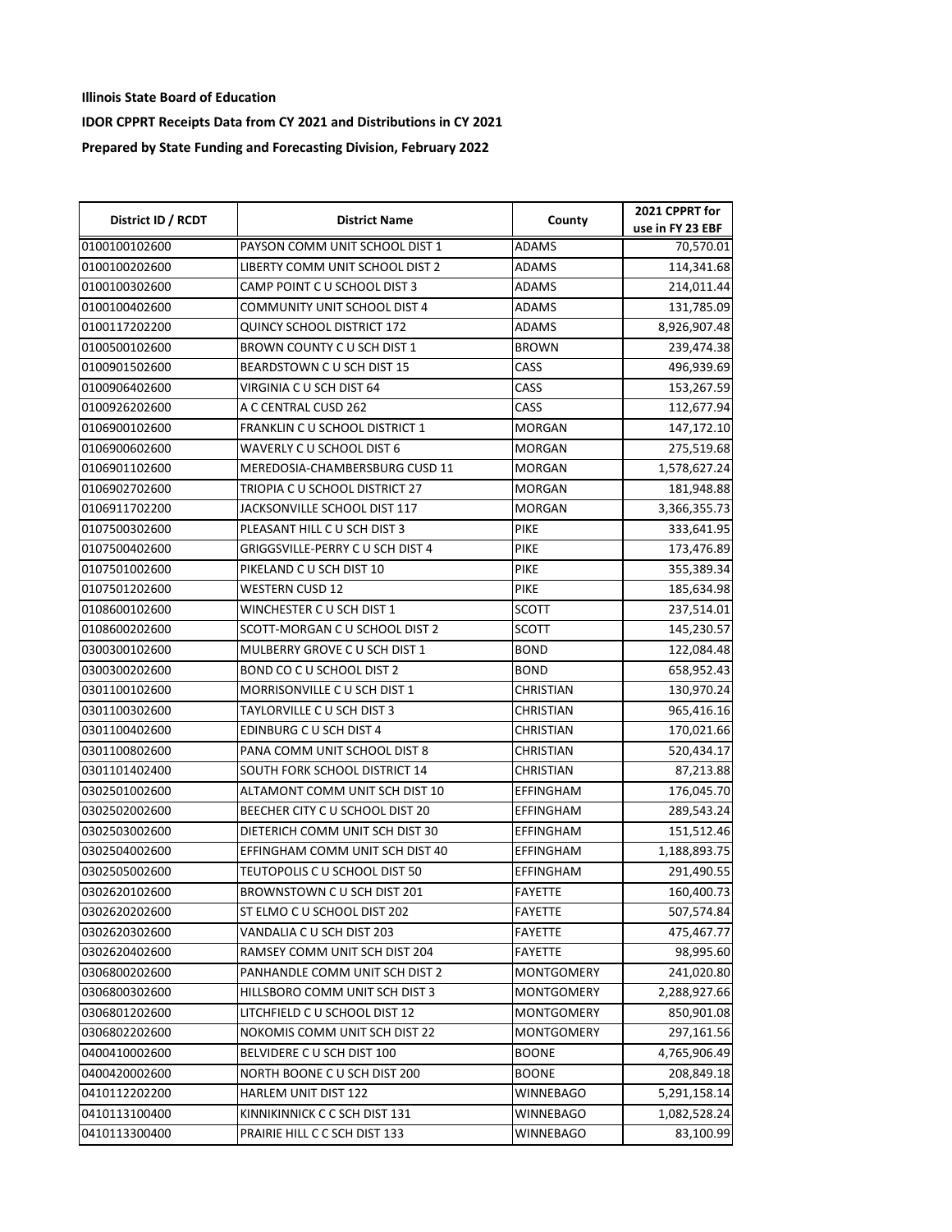**Illinois State Board of Education**

**IDOR CPPRT Receipts Data from CY 2021 and Distributions in CY 2021**

**Prepared by State Funding and Forecasting Division, February 2022**

| District ID / RCDT | District Name | County | 2021 CPPRT for use in FY 23 EBF |
|---|---|---|---|
| 0100100102600 | PAYSON COMM UNIT SCHOOL DIST 1 | ADAMS | 70,570.01 |
| 0100100202600 | LIBERTY COMM UNIT SCHOOL DIST 2 | ADAMS | 114,341.68 |
| 0100100302600 | CAMP POINT C U SCHOOL DIST 3 | ADAMS | 214,011.44 |
| 0100100402600 | COMMUNITY UNIT SCHOOL DIST 4 | ADAMS | 131,785.09 |
| 0100117202200 | QUINCY SCHOOL DISTRICT 172 | ADAMS | 8,926,907.48 |
| 0100500102600 | BROWN COUNTY C U SCH DIST 1 | BROWN | 239,474.38 |
| 0100901502600 | BEARDSTOWN C U SCH DIST 15 | CASS | 496,939.69 |
| 0100906402600 | VIRGINIA C U SCH DIST 64 | CASS | 153,267.59 |
| 0100926202600 | A C CENTRAL CUSD 262 | CASS | 112,677.94 |
| 0106900102600 | FRANKLIN C U SCHOOL DISTRICT 1 | MORGAN | 147,172.10 |
| 0106900602600 | WAVERLY C U SCHOOL DIST 6 | MORGAN | 275,519.68 |
| 0106901102600 | MEREDOSIA-CHAMBERSBURG CUSD 11 | MORGAN | 1,578,627.24 |
| 0106902702600 | TRIOPIA C U SCHOOL DISTRICT 27 | MORGAN | 181,948.88 |
| 0106911702200 | JACKSONVILLE SCHOOL DIST 117 | MORGAN | 3,366,355.73 |
| 0107500302600 | PLEASANT HILL C U SCH DIST 3 | PIKE | 333,641.95 |
| 0107500402600 | GRIGGSVILLE-PERRY C U SCH DIST 4 | PIKE | 173,476.89 |
| 0107501002600 | PIKELAND C U SCH DIST 10 | PIKE | 355,389.34 |
| 0107501202600 | WESTERN CUSD 12 | PIKE | 185,634.98 |
| 0108600102600 | WINCHESTER C U SCH DIST 1 | SCOTT | 237,514.01 |
| 0108600202600 | SCOTT-MORGAN C U SCHOOL DIST 2 | SCOTT | 145,230.57 |
| 0300300102600 | MULBERRY GROVE C U SCH DIST 1 | BOND | 122,084.48 |
| 0300300202600 | BOND CO C U SCHOOL DIST 2 | BOND | 658,952.43 |
| 0301100102600 | MORRISONVILLE C U SCH DIST 1 | CHRISTIAN | 130,970.24 |
| 0301100302600 | TAYLORVILLE C U SCH DIST 3 | CHRISTIAN | 965,416.16 |
| 0301100402600 | EDINBURG C U SCH DIST 4 | CHRISTIAN | 170,021.66 |
| 0301100802600 | PANA COMM UNIT SCHOOL DIST 8 | CHRISTIAN | 520,434.17 |
| 0301101402400 | SOUTH FORK SCHOOL DISTRICT 14 | CHRISTIAN | 87,213.88 |
| 0302501002600 | ALTAMONT COMM UNIT SCH DIST 10 | EFFINGHAM | 176,045.70 |
| 0302502002600 | BEECHER CITY C U SCHOOL DIST 20 | EFFINGHAM | 289,543.24 |
| 0302503002600 | DIETERICH COMM UNIT SCH DIST 30 | EFFINGHAM | 151,512.46 |
| 0302504002600 | EFFINGHAM COMM UNIT SCH DIST 40 | EFFINGHAM | 1,188,893.75 |
| 0302505002600 | TEUTOPOLIS C U SCHOOL DIST 50 | EFFINGHAM | 291,490.55 |
| 0302620102600 | BROWNSTOWN C U SCH DIST 201 | FAYETTE | 160,400.73 |
| 0302620202600 | ST ELMO C U SCHOOL DIST 202 | FAYETTE | 507,574.84 |
| 0302620302600 | VANDALIA C U SCH DIST 203 | FAYETTE | 475,467.77 |
| 0302620402600 | RAMSEY COMM UNIT SCH DIST 204 | FAYETTE | 98,995.60 |
| 0306800202600 | PANHANDLE COMM UNIT SCH DIST 2 | MONTGOMERY | 241,020.80 |
| 0306800302600 | HILLSBORO COMM UNIT SCH DIST 3 | MONTGOMERY | 2,288,927.66 |
| 0306801202600 | LITCHFIELD C U SCHOOL DIST 12 | MONTGOMERY | 850,901.08 |
| 0306802202600 | NOKOMIS COMM UNIT SCH DIST 22 | MONTGOMERY | 297,161.56 |
| 0400410002600 | BELVIDERE C U SCH DIST 100 | BOONE | 4,765,906.49 |
| 0400420002600 | NORTH BOONE C U SCH DIST 200 | BOONE | 208,849.18 |
| 0410112202200 | HARLEM UNIT DIST 122 | WINNEBAGO | 5,291,158.14 |
| 0410113100400 | KINNIKINNICK C C SCH DIST 131 | WINNEBAGO | 1,082,528.24 |
| 0410113300400 | PRAIRIE HILL C C SCH DIST 133 | WINNEBAGO | 83,100.99 |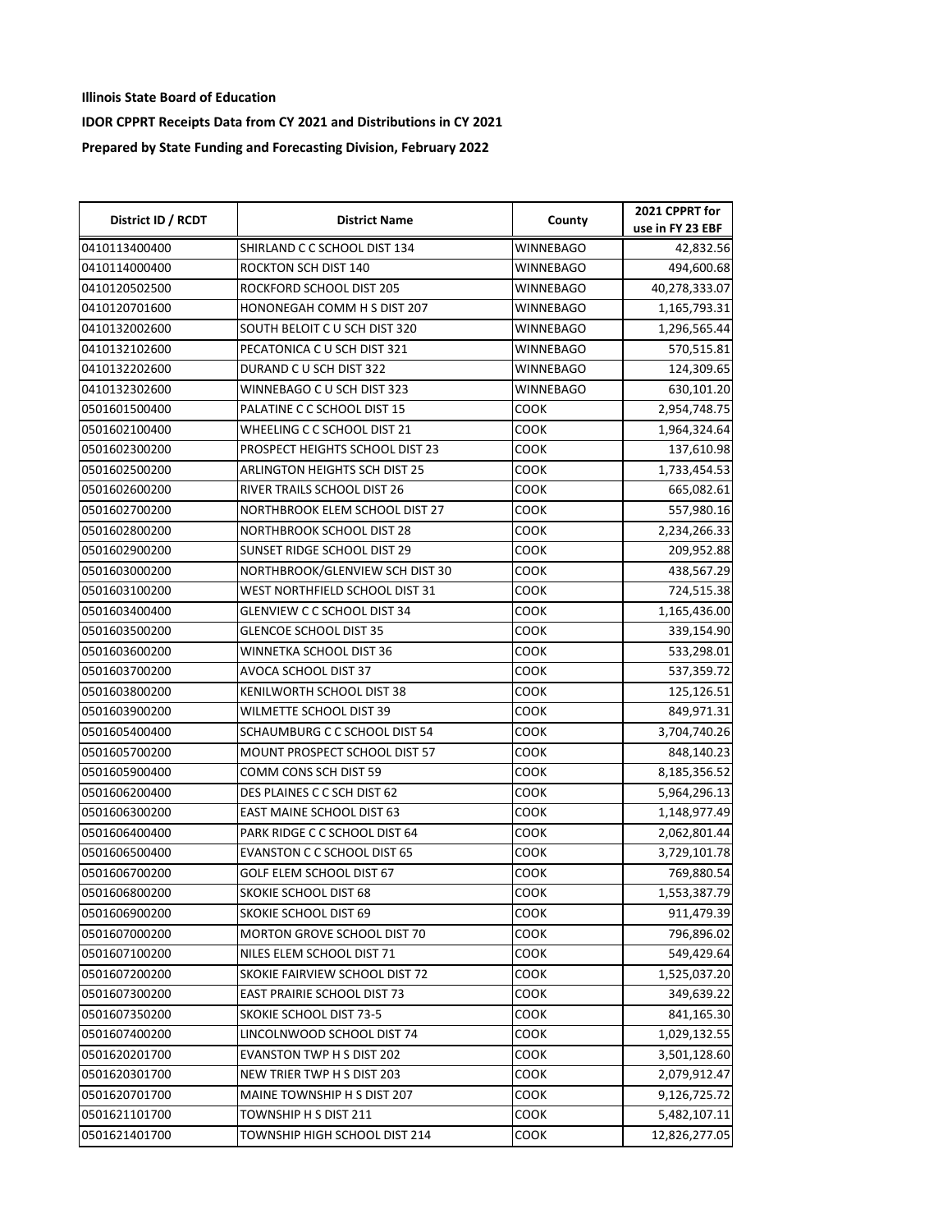**Illinois State Board of Education**

**IDOR CPPRT Receipts Data from CY 2021 and Distributions in CY 2021**

**Prepared by State Funding and Forecasting Division, February 2022**

| District ID / RCDT | District Name | County | 2021 CPPRT for use in FY 23 EBF |
|---|---|---|---|
| 0410113400400 | SHIRLAND C C SCHOOL DIST 134 | WINNEBAGO | 42,832.56 |
| 0410114000400 | ROCKTON SCH DIST 140 | WINNEBAGO | 494,600.68 |
| 0410120502500 | ROCKFORD SCHOOL DIST 205 | WINNEBAGO | 40,278,333.07 |
| 0410120701600 | HONONEGAH COMM H S DIST 207 | WINNEBAGO | 1,165,793.31 |
| 0410132002600 | SOUTH BELOIT C U SCH DIST 320 | WINNEBAGO | 1,296,565.44 |
| 0410132102600 | PECATONICA C U SCH DIST 321 | WINNEBAGO | 570,515.81 |
| 0410132202600 | DURAND C U SCH DIST 322 | WINNEBAGO | 124,309.65 |
| 0410132302600 | WINNEBAGO C U SCH DIST 323 | WINNEBAGO | 630,101.20 |
| 0501601500400 | PALATINE C C SCHOOL DIST 15 | COOK | 2,954,748.75 |
| 0501602100400 | WHEELING C C SCHOOL DIST 21 | COOK | 1,964,324.64 |
| 0501602300200 | PROSPECT HEIGHTS SCHOOL DIST 23 | COOK | 137,610.98 |
| 0501602500200 | ARLINGTON HEIGHTS SCH DIST 25 | COOK | 1,733,454.53 |
| 0501602600200 | RIVER TRAILS SCHOOL DIST 26 | COOK | 665,082.61 |
| 0501602700200 | NORTHBROOK ELEM SCHOOL DIST 27 | COOK | 557,980.16 |
| 0501602800200 | NORTHBROOK SCHOOL DIST 28 | COOK | 2,234,266.33 |
| 0501602900200 | SUNSET RIDGE SCHOOL DIST 29 | COOK | 209,952.88 |
| 0501603000200 | NORTHBROOK/GLENVIEW SCH DIST 30 | COOK | 438,567.29 |
| 0501603100200 | WEST NORTHFIELD SCHOOL DIST 31 | COOK | 724,515.38 |
| 0501603400400 | GLENVIEW C C SCHOOL DIST 34 | COOK | 1,165,436.00 |
| 0501603500200 | GLENCOE SCHOOL DIST 35 | COOK | 339,154.90 |
| 0501603600200 | WINNETKA SCHOOL DIST 36 | COOK | 533,298.01 |
| 0501603700200 | AVOCA SCHOOL DIST 37 | COOK | 537,359.72 |
| 0501603800200 | KENILWORTH SCHOOL DIST 38 | COOK | 125,126.51 |
| 0501603900200 | WILMETTE SCHOOL DIST 39 | COOK | 849,971.31 |
| 0501605400400 | SCHAUMBURG C C SCHOOL DIST 54 | COOK | 3,704,740.26 |
| 0501605700200 | MOUNT PROSPECT SCHOOL DIST 57 | COOK | 848,140.23 |
| 0501605900400 | COMM CONS SCH DIST 59 | COOK | 8,185,356.52 |
| 0501606200400 | DES PLAINES C C SCH DIST 62 | COOK | 5,964,296.13 |
| 0501606300200 | EAST MAINE SCHOOL DIST 63 | COOK | 1,148,977.49 |
| 0501606400400 | PARK RIDGE C C SCHOOL DIST 64 | COOK | 2,062,801.44 |
| 0501606500400 | EVANSTON C C SCHOOL DIST 65 | COOK | 3,729,101.78 |
| 0501606700200 | GOLF ELEM SCHOOL DIST 67 | COOK | 769,880.54 |
| 0501606800200 | SKOKIE SCHOOL DIST 68 | COOK | 1,553,387.79 |
| 0501606900200 | SKOKIE SCHOOL DIST 69 | COOK | 911,479.39 |
| 0501607000200 | MORTON GROVE SCHOOL DIST 70 | COOK | 796,896.02 |
| 0501607100200 | NILES ELEM SCHOOL DIST 71 | COOK | 549,429.64 |
| 0501607200200 | SKOKIE FAIRVIEW SCHOOL DIST 72 | COOK | 1,525,037.20 |
| 0501607300200 | EAST PRAIRIE SCHOOL DIST 73 | COOK | 349,639.22 |
| 0501607350200 | SKOKIE SCHOOL DIST 73-5 | COOK | 841,165.30 |
| 0501607400200 | LINCOLNWOOD SCHOOL DIST 74 | COOK | 1,029,132.55 |
| 0501620201700 | EVANSTON TWP H S DIST 202 | COOK | 3,501,128.60 |
| 0501620301700 | NEW TRIER TWP H S DIST 203 | COOK | 2,079,912.47 |
| 0501620701700 | MAINE TOWNSHIP H S DIST 207 | COOK | 9,126,725.72 |
| 0501621101700 | TOWNSHIP H S DIST 211 | COOK | 5,482,107.11 |
| 0501621401700 | TOWNSHIP HIGH SCHOOL DIST 214 | COOK | 12,826,277.05 |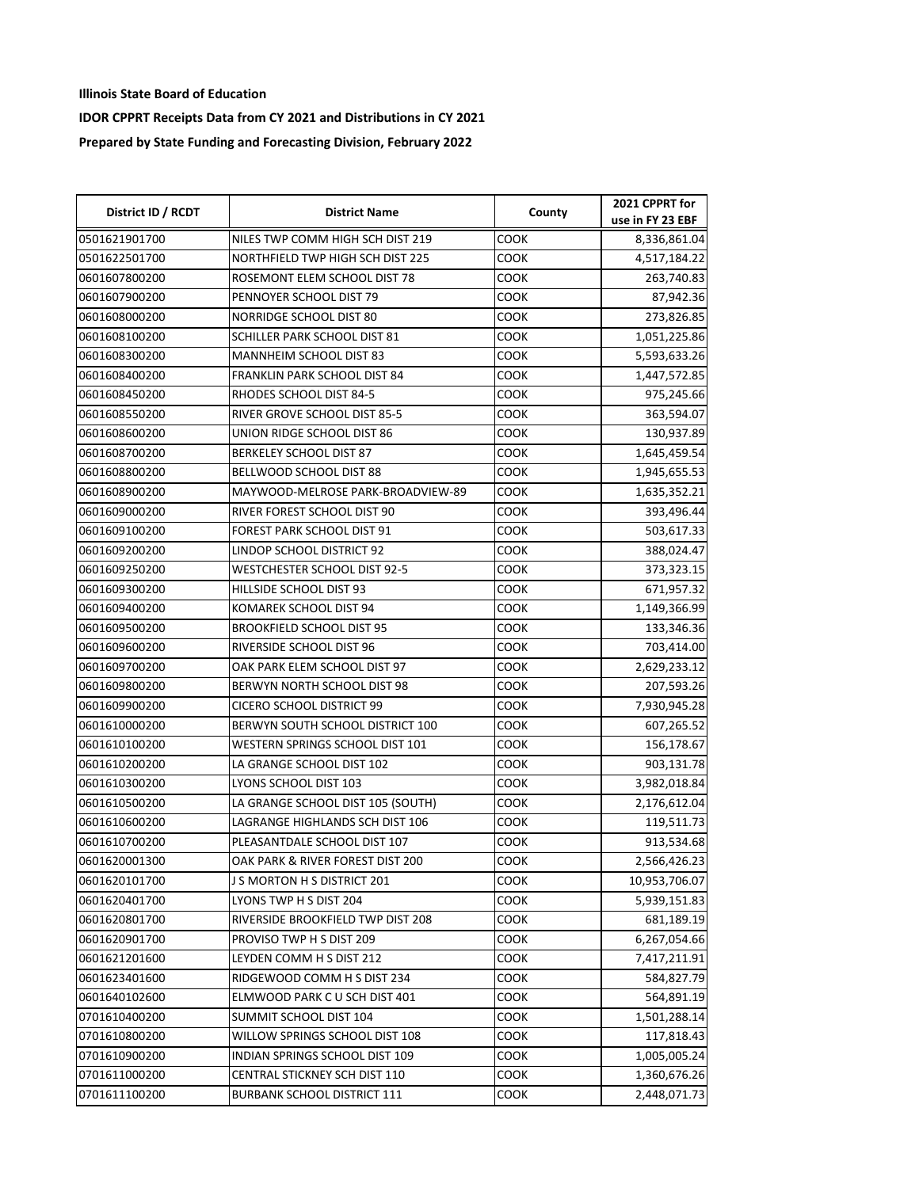**Illinois State Board of Education**

**IDOR CPPRT Receipts Data from CY 2021 and Distributions in CY 2021**

**Prepared by State Funding and Forecasting Division, February 2022**

| District ID / RCDT | District Name | County | 2021 CPPRT for use in FY 23 EBF |
|---|---|---|---|
| 0501621901700 | NILES TWP COMM HIGH SCH DIST 219 | COOK | 8,336,861.04 |
| 0501622501700 | NORTHFIELD TWP HIGH SCH DIST 225 | COOK | 4,517,184.22 |
| 0601607800200 | ROSEMONT ELEM SCHOOL DIST 78 | COOK | 263,740.83 |
| 0601607900200 | PENNOYER SCHOOL DIST 79 | COOK | 87,942.36 |
| 0601608000200 | NORRIDGE SCHOOL DIST 80 | COOK | 273,826.85 |
| 0601608100200 | SCHILLER PARK SCHOOL DIST 81 | COOK | 1,051,225.86 |
| 0601608300200 | MANNHEIM SCHOOL DIST 83 | COOK | 5,593,633.26 |
| 0601608400200 | FRANKLIN PARK SCHOOL DIST 84 | COOK | 1,447,572.85 |
| 0601608450200 | RHODES SCHOOL DIST 84-5 | COOK | 975,245.66 |
| 0601608550200 | RIVER GROVE SCHOOL DIST 85-5 | COOK | 363,594.07 |
| 0601608600200 | UNION RIDGE SCHOOL DIST 86 | COOK | 130,937.89 |
| 0601608700200 | BERKELEY SCHOOL DIST 87 | COOK | 1,645,459.54 |
| 0601608800200 | BELLWOOD SCHOOL DIST 88 | COOK | 1,945,655.53 |
| 0601608900200 | MAYWOOD-MELROSE PARK-BROADVIEW-89 | COOK | 1,635,352.21 |
| 0601609000200 | RIVER FOREST SCHOOL DIST 90 | COOK | 393,496.44 |
| 0601609100200 | FOREST PARK SCHOOL DIST 91 | COOK | 503,617.33 |
| 0601609200200 | LINDOP SCHOOL DISTRICT 92 | COOK | 388,024.47 |
| 0601609250200 | WESTCHESTER SCHOOL DIST 92-5 | COOK | 373,323.15 |
| 0601609300200 | HILLSIDE SCHOOL DIST 93 | COOK | 671,957.32 |
| 0601609400200 | KOMAREK SCHOOL DIST 94 | COOK | 1,149,366.99 |
| 0601609500200 | BROOKFIELD SCHOOL DIST 95 | COOK | 133,346.36 |
| 0601609600200 | RIVERSIDE SCHOOL DIST 96 | COOK | 703,414.00 |
| 0601609700200 | OAK PARK ELEM SCHOOL DIST 97 | COOK | 2,629,233.12 |
| 0601609800200 | BERWYN NORTH SCHOOL DIST 98 | COOK | 207,593.26 |
| 0601609900200 | CICERO SCHOOL DISTRICT 99 | COOK | 7,930,945.28 |
| 0601610000200 | BERWYN SOUTH SCHOOL DISTRICT 100 | COOK | 607,265.52 |
| 0601610100200 | WESTERN SPRINGS SCHOOL DIST 101 | COOK | 156,178.67 |
| 0601610200200 | LA GRANGE SCHOOL DIST 102 | COOK | 903,131.78 |
| 0601610300200 | LYONS SCHOOL DIST 103 | COOK | 3,982,018.84 |
| 0601610500200 | LA GRANGE SCHOOL DIST 105 (SOUTH) | COOK | 2,176,612.04 |
| 0601610600200 | LAGRANGE HIGHLANDS SCH DIST 106 | COOK | 119,511.73 |
| 0601610700200 | PLEASANTDALE SCHOOL DIST 107 | COOK | 913,534.68 |
| 0601620001300 | OAK PARK & RIVER FOREST DIST 200 | COOK | 2,566,426.23 |
| 0601620101700 | J S MORTON H S DISTRICT 201 | COOK | 10,953,706.07 |
| 0601620401700 | LYONS TWP H S DIST 204 | COOK | 5,939,151.83 |
| 0601620801700 | RIVERSIDE BROOKFIELD TWP DIST 208 | COOK | 681,189.19 |
| 0601620901700 | PROVISO TWP H S DIST 209 | COOK | 6,267,054.66 |
| 0601621201600 | LEYDEN COMM H S DIST 212 | COOK | 7,417,211.91 |
| 0601623401600 | RIDGEWOOD COMM H S DIST 234 | COOK | 584,827.79 |
| 0601640102600 | ELMWOOD PARK C U SCH DIST 401 | COOK | 564,891.19 |
| 0701610400200 | SUMMIT SCHOOL DIST 104 | COOK | 1,501,288.14 |
| 0701610800200 | WILLOW SPRINGS SCHOOL DIST 108 | COOK | 117,818.43 |
| 0701610900200 | INDIAN SPRINGS SCHOOL DIST 109 | COOK | 1,005,005.24 |
| 0701611000200 | CENTRAL STICKNEY SCH DIST 110 | COOK | 1,360,676.26 |
| 0701611100200 | BURBANK SCHOOL DISTRICT 111 | COOK | 2,448,071.73 |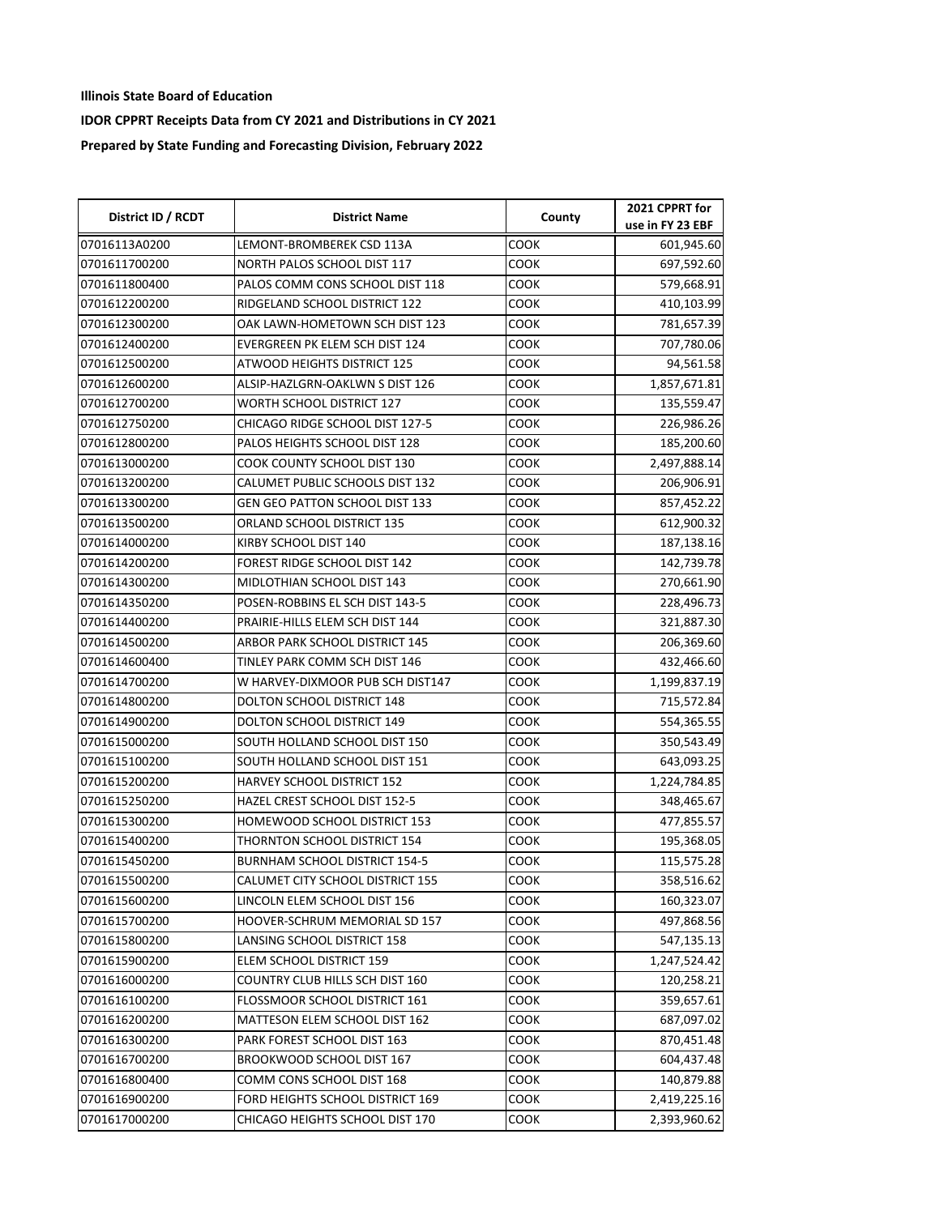**Illinois State Board of Education**

**IDOR CPPRT Receipts Data from CY 2021 and Distributions in CY 2021**

**Prepared by State Funding and Forecasting Division, February 2022**

| District ID / RCDT | District Name | County | 2021 CPPRT for use in FY 23 EBF |
|---|---|---|---|
| 07016113A0200 | LEMONT-BROMBEREK CSD 113A | COOK | 601,945.60 |
| 0701611700200 | NORTH PALOS SCHOOL DIST 117 | COOK | 697,592.60 |
| 0701611800400 | PALOS COMM CONS SCHOOL DIST 118 | COOK | 579,668.91 |
| 0701612200200 | RIDGELAND SCHOOL DISTRICT 122 | COOK | 410,103.99 |
| 0701612300200 | OAK LAWN-HOMETOWN SCH DIST 123 | COOK | 781,657.39 |
| 0701612400200 | EVERGREEN PK ELEM SCH DIST 124 | COOK | 707,780.06 |
| 0701612500200 | ATWOOD HEIGHTS DISTRICT 125 | COOK | 94,561.58 |
| 0701612600200 | ALSIP-HAZLGRN-OAKLWN S DIST 126 | COOK | 1,857,671.81 |
| 0701612700200 | WORTH SCHOOL DISTRICT 127 | COOK | 135,559.47 |
| 0701612750200 | CHICAGO RIDGE SCHOOL DIST 127-5 | COOK | 226,986.26 |
| 0701612800200 | PALOS HEIGHTS SCHOOL DIST 128 | COOK | 185,200.60 |
| 0701613000200 | COOK COUNTY SCHOOL DIST 130 | COOK | 2,497,888.14 |
| 0701613200200 | CALUMET PUBLIC SCHOOLS DIST 132 | COOK | 206,906.91 |
| 0701613300200 | GEN GEO PATTON SCHOOL DIST 133 | COOK | 857,452.22 |
| 0701613500200 | ORLAND SCHOOL DISTRICT 135 | COOK | 612,900.32 |
| 0701614000200 | KIRBY SCHOOL DIST 140 | COOK | 187,138.16 |
| 0701614200200 | FOREST RIDGE SCHOOL DIST 142 | COOK | 142,739.78 |
| 0701614300200 | MIDLOTHIAN SCHOOL DIST 143 | COOK | 270,661.90 |
| 0701614350200 | POSEN-ROBBINS EL SCH DIST 143-5 | COOK | 228,496.73 |
| 0701614400200 | PRAIRIE-HILLS ELEM SCH DIST 144 | COOK | 321,887.30 |
| 0701614500200 | ARBOR PARK SCHOOL DISTRICT 145 | COOK | 206,369.60 |
| 0701614600400 | TINLEY PARK COMM SCH DIST 146 | COOK | 432,466.60 |
| 0701614700200 | W HARVEY-DIXMOOR PUB SCH DIST147 | COOK | 1,199,837.19 |
| 0701614800200 | DOLTON SCHOOL DISTRICT 148 | COOK | 715,572.84 |
| 0701614900200 | DOLTON SCHOOL DISTRICT 149 | COOK | 554,365.55 |
| 0701615000200 | SOUTH HOLLAND SCHOOL DIST 150 | COOK | 350,543.49 |
| 0701615100200 | SOUTH HOLLAND SCHOOL DIST 151 | COOK | 643,093.25 |
| 0701615200200 | HARVEY SCHOOL DISTRICT 152 | COOK | 1,224,784.85 |
| 0701615250200 | HAZEL CREST SCHOOL DIST 152-5 | COOK | 348,465.67 |
| 0701615300200 | HOMEWOOD SCHOOL DISTRICT 153 | COOK | 477,855.57 |
| 0701615400200 | THORNTON SCHOOL DISTRICT 154 | COOK | 195,368.05 |
| 0701615450200 | BURNHAM SCHOOL DISTRICT 154-5 | COOK | 115,575.28 |
| 0701615500200 | CALUMET CITY SCHOOL DISTRICT 155 | COOK | 358,516.62 |
| 0701615600200 | LINCOLN ELEM SCHOOL DIST 156 | COOK | 160,323.07 |
| 0701615700200 | HOOVER-SCHRUM MEMORIAL SD 157 | COOK | 497,868.56 |
| 0701615800200 | LANSING SCHOOL DISTRICT 158 | COOK | 547,135.13 |
| 0701615900200 | ELEM SCHOOL DISTRICT 159 | COOK | 1,247,524.42 |
| 0701616000200 | COUNTRY CLUB HILLS SCH DIST 160 | COOK | 120,258.21 |
| 0701616100200 | FLOSSMOOR SCHOOL DISTRICT 161 | COOK | 359,657.61 |
| 0701616200200 | MATTESON ELEM SCHOOL DIST 162 | COOK | 687,097.02 |
| 0701616300200 | PARK FOREST SCHOOL DIST 163 | COOK | 870,451.48 |
| 0701616700200 | BROOKWOOD SCHOOL DIST 167 | COOK | 604,437.48 |
| 0701616800400 | COMM CONS SCHOOL DIST 168 | COOK | 140,879.88 |
| 0701616900200 | FORD HEIGHTS SCHOOL DISTRICT 169 | COOK | 2,419,225.16 |
| 0701617000200 | CHICAGO HEIGHTS SCHOOL DIST 170 | COOK | 2,393,960.62 |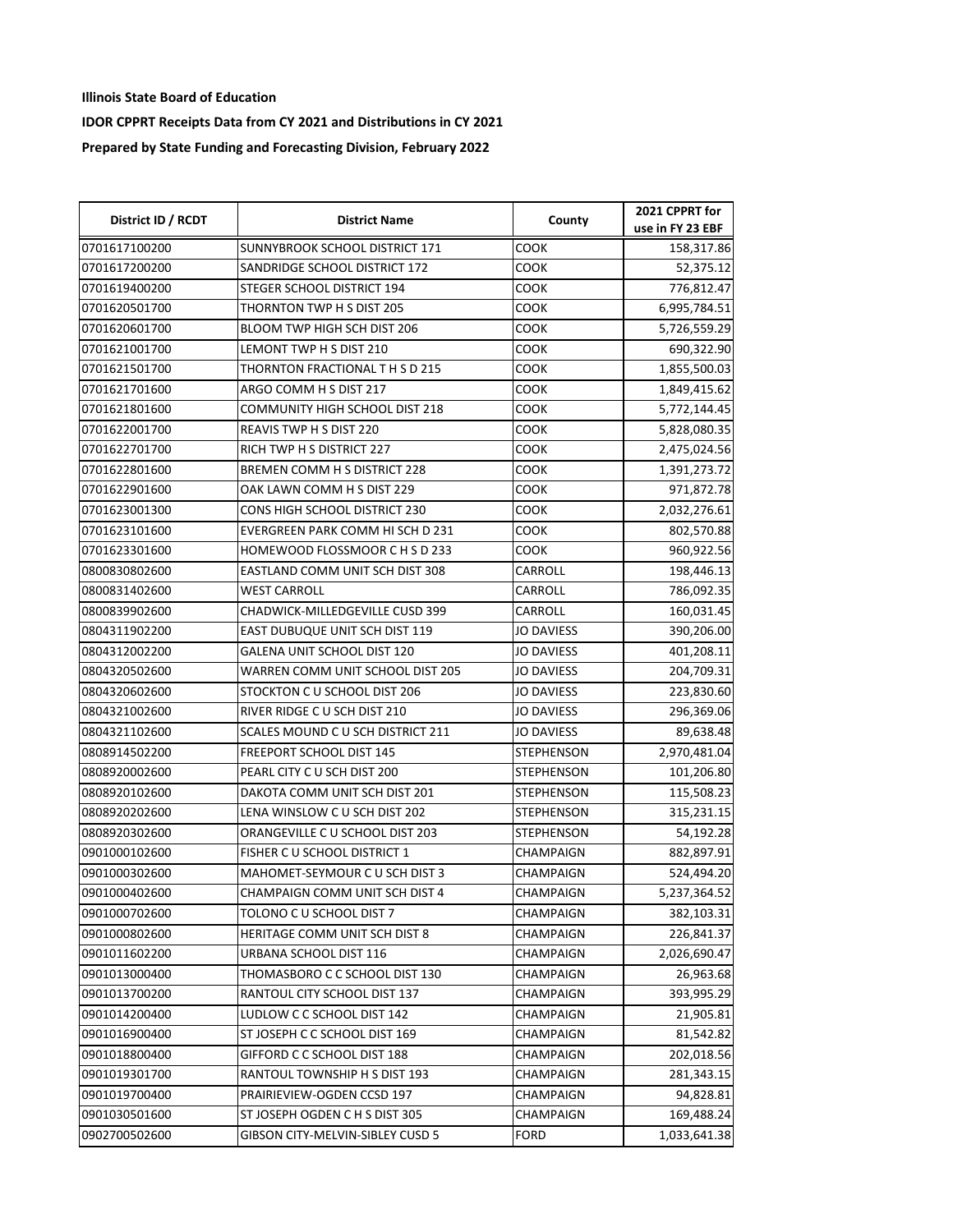**Illinois State Board of Education**

**IDOR CPPRT Receipts Data from CY 2021 and Distributions in CY 2021**

**Prepared by State Funding and Forecasting Division, February 2022**

| District ID / RCDT | District Name | County | 2021 CPPRT for use in FY 23 EBF |
|---|---|---|---|
| 0701617100200 | SUNNYBROOK SCHOOL DISTRICT 171 | COOK | 158,317.86 |
| 0701617200200 | SANDRIDGE SCHOOL DISTRICT 172 | COOK | 52,375.12 |
| 0701619400200 | STEGER SCHOOL DISTRICT 194 | COOK | 776,812.47 |
| 0701620501700 | THORNTON TWP H S DIST 205 | COOK | 6,995,784.51 |
| 0701620601700 | BLOOM TWP HIGH SCH DIST 206 | COOK | 5,726,559.29 |
| 0701621001700 | LEMONT TWP H S DIST 210 | COOK | 690,322.90 |
| 0701621501700 | THORNTON FRACTIONAL T H S D 215 | COOK | 1,855,500.03 |
| 0701621701600 | ARGO COMM H S DIST 217 | COOK | 1,849,415.62 |
| 0701621801600 | COMMUNITY HIGH SCHOOL DIST 218 | COOK | 5,772,144.45 |
| 0701622001700 | REAVIS TWP H S DIST 220 | COOK | 5,828,080.35 |
| 0701622701700 | RICH TWP H S DISTRICT 227 | COOK | 2,475,024.56 |
| 0701622801600 | BREMEN COMM H S DISTRICT 228 | COOK | 1,391,273.72 |
| 0701622901600 | OAK LAWN COMM H S DIST 229 | COOK | 971,872.78 |
| 0701623001300 | CONS HIGH SCHOOL DISTRICT 230 | COOK | 2,032,276.61 |
| 0701623101600 | EVERGREEN PARK COMM HI SCH D 231 | COOK | 802,570.88 |
| 0701623301600 | HOMEWOOD FLOSSMOOR C H S D 233 | COOK | 960,922.56 |
| 0800830802600 | EASTLAND COMM UNIT SCH DIST 308 | CARROLL | 198,446.13 |
| 0800831402600 | WEST CARROLL | CARROLL | 786,092.35 |
| 0800839902600 | CHADWICK-MILLEDGEVILLE CUSD 399 | CARROLL | 160,031.45 |
| 0804311902200 | EAST DUBUQUE UNIT SCH DIST 119 | JO DAVIESS | 390,206.00 |
| 0804312002200 | GALENA UNIT SCHOOL DIST 120 | JO DAVIESS | 401,208.11 |
| 0804320502600 | WARREN COMM UNIT SCHOOL DIST 205 | JO DAVIESS | 204,709.31 |
| 0804320602600 | STOCKTON C U SCHOOL DIST 206 | JO DAVIESS | 223,830.60 |
| 0804321002600 | RIVER RIDGE C U SCH DIST 210 | JO DAVIESS | 296,369.06 |
| 0804321102600 | SCALES MOUND C U SCH DISTRICT 211 | JO DAVIESS | 89,638.48 |
| 0808914502200 | FREEPORT SCHOOL DIST 145 | STEPHENSON | 2,970,481.04 |
| 0808920002600 | PEARL CITY C U SCH DIST 200 | STEPHENSON | 101,206.80 |
| 0808920102600 | DAKOTA COMM UNIT SCH DIST 201 | STEPHENSON | 115,508.23 |
| 0808920202600 | LENA WINSLOW C U SCH DIST 202 | STEPHENSON | 315,231.15 |
| 0808920302600 | ORANGEVILLE C U SCHOOL DIST 203 | STEPHENSON | 54,192.28 |
| 0901000102600 | FISHER C U SCHOOL DISTRICT 1 | CHAMPAIGN | 882,897.91 |
| 0901000302600 | MAHOMET-SEYMOUR C U SCH DIST 3 | CHAMPAIGN | 524,494.20 |
| 0901000402600 | CHAMPAIGN COMM UNIT SCH DIST 4 | CHAMPAIGN | 5,237,364.52 |
| 0901000702600 | TOLONO C U SCHOOL DIST 7 | CHAMPAIGN | 382,103.31 |
| 0901000802600 | HERITAGE COMM UNIT SCH DIST 8 | CHAMPAIGN | 226,841.37 |
| 0901011602200 | URBANA SCHOOL DIST 116 | CHAMPAIGN | 2,026,690.47 |
| 0901013000400 | THOMASBORO C C SCHOOL DIST 130 | CHAMPAIGN | 26,963.68 |
| 0901013700200 | RANTOUL CITY SCHOOL DIST 137 | CHAMPAIGN | 393,995.29 |
| 0901014200400 | LUDLOW C C SCHOOL DIST 142 | CHAMPAIGN | 21,905.81 |
| 0901016900400 | ST JOSEPH C C SCHOOL DIST 169 | CHAMPAIGN | 81,542.82 |
| 0901018800400 | GIFFORD C C SCHOOL DIST 188 | CHAMPAIGN | 202,018.56 |
| 0901019301700 | RANTOUL TOWNSHIP H S DIST 193 | CHAMPAIGN | 281,343.15 |
| 0901019700400 | PRAIRIEVIEW-OGDEN CCSD 197 | CHAMPAIGN | 94,828.81 |
| 0901030501600 | ST JOSEPH OGDEN C H S DIST 305 | CHAMPAIGN | 169,488.24 |
| 0902700502600 | GIBSON CITY-MELVIN-SIBLEY CUSD 5 | FORD | 1,033,641.38 |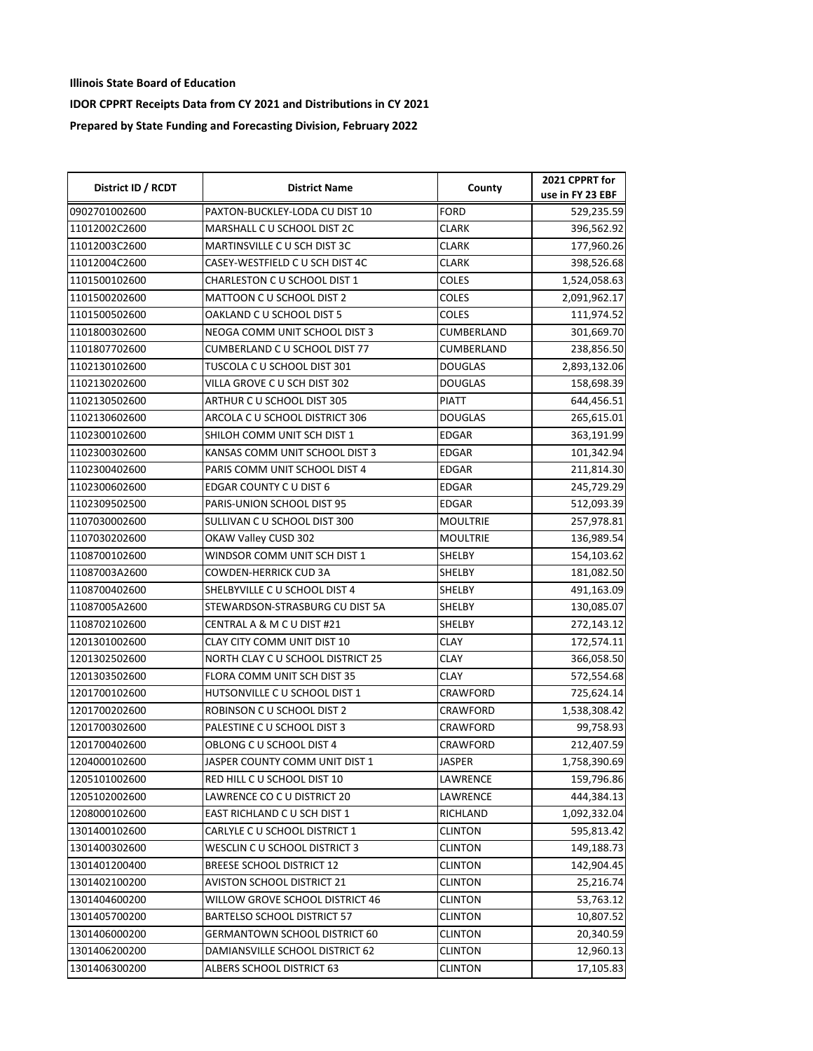**Illinois State Board of Education**

**IDOR CPPRT Receipts Data from CY 2021 and Distributions in CY 2021**

**Prepared by State Funding and Forecasting Division, February 2022**

| District ID / RCDT | District Name | County | 2021 CPPRT for use in FY 23 EBF |
|---|---|---|---|
| 0902701002600 | PAXTON-BUCKLEY-LODA CU DIST 10 | FORD | 529,235.59 |
| 11012002C2600 | MARSHALL C U SCHOOL DIST 2C | CLARK | 396,562.92 |
| 11012003C2600 | MARTINSVILLE C U SCH DIST 3C | CLARK | 177,960.26 |
| 11012004C2600 | CASEY-WESTFIELD C U SCH DIST 4C | CLARK | 398,526.68 |
| 1101500102600 | CHARLESTON C U SCHOOL DIST 1 | COLES | 1,524,058.63 |
| 1101500202600 | MATTOON C U SCHOOL DIST 2 | COLES | 2,091,962.17 |
| 1101500502600 | OAKLAND C U SCHOOL DIST 5 | COLES | 111,974.52 |
| 1101800302600 | NEOGA COMM UNIT SCHOOL DIST 3 | CUMBERLAND | 301,669.70 |
| 1101807702600 | CUMBERLAND C U SCHOOL DIST 77 | CUMBERLAND | 238,856.50 |
| 1102130102600 | TUSCOLA C U SCHOOL DIST 301 | DOUGLAS | 2,893,132.06 |
| 1102130202600 | VILLA GROVE C U SCH DIST 302 | DOUGLAS | 158,698.39 |
| 1102130502600 | ARTHUR C U SCHOOL DIST 305 | PIATT | 644,456.51 |
| 1102130602600 | ARCOLA C U SCHOOL DISTRICT 306 | DOUGLAS | 265,615.01 |
| 1102300102600 | SHILOH COMM UNIT SCH DIST 1 | EDGAR | 363,191.99 |
| 1102300302600 | KANSAS COMM UNIT SCHOOL DIST 3 | EDGAR | 101,342.94 |
| 1102300402600 | PARIS COMM UNIT SCHOOL DIST 4 | EDGAR | 211,814.30 |
| 1102300602600 | EDGAR COUNTY C U DIST 6 | EDGAR | 245,729.29 |
| 1102309502500 | PARIS-UNION SCHOOL DIST 95 | EDGAR | 512,093.39 |
| 1107030002600 | SULLIVAN C U SCHOOL DIST 300 | MOULTRIE | 257,978.81 |
| 1107030202600 | OKAW Valley CUSD 302 | MOULTRIE | 136,989.54 |
| 1108700102600 | WINDSOR COMM UNIT SCH DIST 1 | SHELBY | 154,103.62 |
| 11087003A2600 | COWDEN-HERRICK CUD 3A | SHELBY | 181,082.50 |
| 1108700402600 | SHELBYVILLE C U SCHOOL DIST 4 | SHELBY | 491,163.09 |
| 11087005A2600 | STEWARDSON-STRASBURG CU DIST 5A | SHELBY | 130,085.07 |
| 1108702102600 | CENTRAL A & M C U DIST #21 | SHELBY | 272,143.12 |
| 1201301002600 | CLAY CITY COMM UNIT DIST 10 | CLAY | 172,574.11 |
| 1201302502600 | NORTH CLAY C U SCHOOL DISTRICT 25 | CLAY | 366,058.50 |
| 1201303502600 | FLORA COMM UNIT SCH DIST 35 | CLAY | 572,554.68 |
| 1201700102600 | HUTSONVILLE C U SCHOOL DIST 1 | CRAWFORD | 725,624.14 |
| 1201700202600 | ROBINSON C U SCHOOL DIST 2 | CRAWFORD | 1,538,308.42 |
| 1201700302600 | PALESTINE C U SCHOOL DIST 3 | CRAWFORD | 99,758.93 |
| 1201700402600 | OBLONG C U SCHOOL DIST 4 | CRAWFORD | 212,407.59 |
| 1204000102600 | JASPER COUNTY COMM UNIT DIST 1 | JASPER | 1,758,390.69 |
| 1205101002600 | RED HILL C U SCHOOL DIST 10 | LAWRENCE | 159,796.86 |
| 1205102002600 | LAWRENCE CO C U DISTRICT 20 | LAWRENCE | 444,384.13 |
| 1208000102600 | EAST RICHLAND C U SCH DIST 1 | RICHLAND | 1,092,332.04 |
| 1301400102600 | CARLYLE C U SCHOOL DISTRICT 1 | CLINTON | 595,813.42 |
| 1301400302600 | WESCLIN C U SCHOOL DISTRICT 3 | CLINTON | 149,188.73 |
| 1301401200400 | BREESE SCHOOL DISTRICT 12 | CLINTON | 142,904.45 |
| 1301402100200 | AVISTON SCHOOL DISTRICT 21 | CLINTON | 25,216.74 |
| 1301404600200 | WILLOW GROVE SCHOOL DISTRICT 46 | CLINTON | 53,763.12 |
| 1301405700200 | BARTELSO SCHOOL DISTRICT 57 | CLINTON | 10,807.52 |
| 1301406000200 | GERMANTOWN SCHOOL DISTRICT 60 | CLINTON | 20,340.59 |
| 1301406200200 | DAMIANSVILLE SCHOOL DISTRICT 62 | CLINTON | 12,960.13 |
| 1301406300200 | ALBERS SCHOOL DISTRICT 63 | CLINTON | 17,105.83 |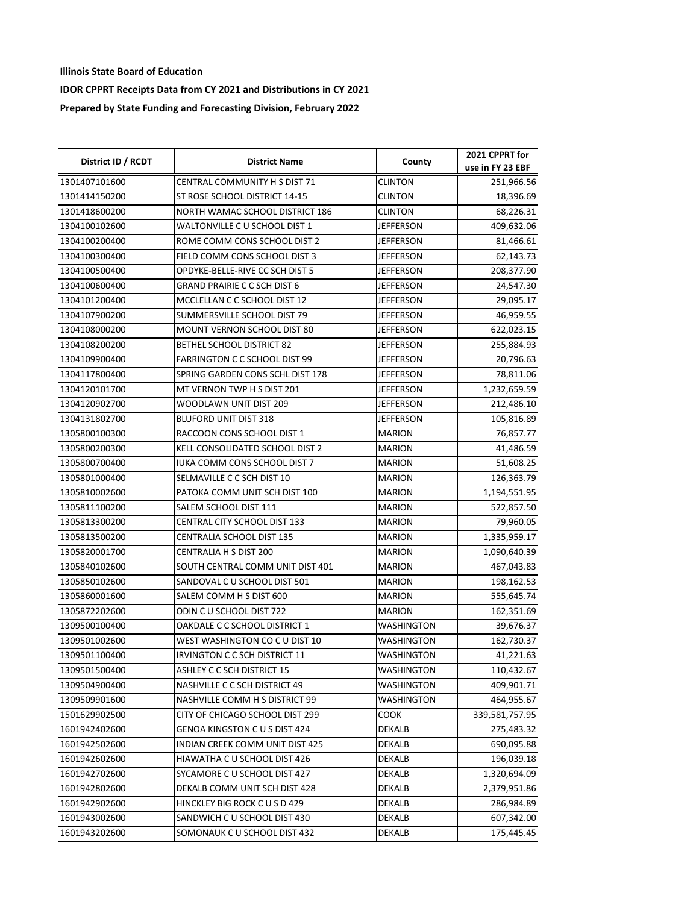**Illinois State Board of Education**

**IDOR CPPRT Receipts Data from CY 2021 and Distributions in CY 2021**

**Prepared by State Funding and Forecasting Division, February 2022**

| District ID / RCDT | District Name | County | 2021 CPPRT for use in FY 23 EBF |
|---|---|---|---|
| 1301407101600 | CENTRAL COMMUNITY H S DIST 71 | CLINTON | 251,966.56 |
| 1301414150200 | ST ROSE SCHOOL DISTRICT 14-15 | CLINTON | 18,396.69 |
| 1301418600200 | NORTH WAMAC SCHOOL DISTRICT 186 | CLINTON | 68,226.31 |
| 1304100102600 | WALTONVILLE C U SCHOOL DIST 1 | JEFFERSON | 409,632.06 |
| 1304100200400 | ROME COMM CONS SCHOOL DIST 2 | JEFFERSON | 81,466.61 |
| 1304100300400 | FIELD COMM CONS SCHOOL DIST 3 | JEFFERSON | 62,143.73 |
| 1304100500400 | OPDYKE-BELLE-RIVE CC SCH DIST 5 | JEFFERSON | 208,377.90 |
| 1304100600400 | GRAND PRAIRIE C C SCH DIST 6 | JEFFERSON | 24,547.30 |
| 1304101200400 | MCCLELLAN C C SCHOOL DIST 12 | JEFFERSON | 29,095.17 |
| 1304107900200 | SUMMERSVILLE SCHOOL DIST 79 | JEFFERSON | 46,959.55 |
| 1304108000200 | MOUNT VERNON SCHOOL DIST 80 | JEFFERSON | 622,023.15 |
| 1304108200200 | BETHEL SCHOOL DISTRICT 82 | JEFFERSON | 255,884.93 |
| 1304109900400 | FARRINGTON C C SCHOOL DIST 99 | JEFFERSON | 20,796.63 |
| 1304117800400 | SPRING GARDEN CONS SCHL DIST 178 | JEFFERSON | 78,811.06 |
| 1304120101700 | MT VERNON TWP H S DIST 201 | JEFFERSON | 1,232,659.59 |
| 1304120902700 | WOODLAWN UNIT DIST 209 | JEFFERSON | 212,486.10 |
| 1304131802700 | BLUFORD UNIT DIST 318 | JEFFERSON | 105,816.89 |
| 1305800100300 | RACCOON CONS SCHOOL DIST 1 | MARION | 76,857.77 |
| 1305800200300 | KELL CONSOLIDATED SCHOOL DIST 2 | MARION | 41,486.59 |
| 1305800700400 | IUKA COMM CONS SCHOOL DIST 7 | MARION | 51,608.25 |
| 1305801000400 | SELMAVILLE C C SCH DIST 10 | MARION | 126,363.79 |
| 1305810002600 | PATOKA COMM UNIT SCH DIST 100 | MARION | 1,194,551.95 |
| 1305811100200 | SALEM SCHOOL DIST 111 | MARION | 522,857.50 |
| 1305813300200 | CENTRAL CITY SCHOOL DIST 133 | MARION | 79,960.05 |
| 1305813500200 | CENTRALIA SCHOOL DIST 135 | MARION | 1,335,959.17 |
| 1305820001700 | CENTRALIA H S DIST 200 | MARION | 1,090,640.39 |
| 1305840102600 | SOUTH CENTRAL COMM UNIT DIST 401 | MARION | 467,043.83 |
| 1305850102600 | SANDOVAL C U SCHOOL DIST 501 | MARION | 198,162.53 |
| 1305860001600 | SALEM COMM H S DIST 600 | MARION | 555,645.74 |
| 1305872202600 | ODIN C U SCHOOL DIST 722 | MARION | 162,351.69 |
| 1309500100400 | OAKDALE C C SCHOOL DISTRICT 1 | WASHINGTON | 39,676.37 |
| 1309501002600 | WEST WASHINGTON CO C U DIST 10 | WASHINGTON | 162,730.37 |
| 1309501100400 | IRVINGTON C C SCH DISTRICT 11 | WASHINGTON | 41,221.63 |
| 1309501500400 | ASHLEY C C SCH DISTRICT 15 | WASHINGTON | 110,432.67 |
| 1309504900400 | NASHVILLE C C SCH DISTRICT 49 | WASHINGTON | 409,901.71 |
| 1309509901600 | NASHVILLE COMM H S DISTRICT 99 | WASHINGTON | 464,955.67 |
| 1501629902500 | CITY OF CHICAGO SCHOOL DIST 299 | COOK | 339,581,757.95 |
| 1601942402600 | GENOA KINGSTON C U S DIST 424 | DEKALB | 275,483.32 |
| 1601942502600 | INDIAN CREEK COMM UNIT DIST 425 | DEKALB | 690,095.88 |
| 1601942602600 | HIAWATHA C U SCHOOL DIST 426 | DEKALB | 196,039.18 |
| 1601942702600 | SYCAMORE C U SCHOOL DIST 427 | DEKALB | 1,320,694.09 |
| 1601942802600 | DEKALB COMM UNIT SCH DIST 428 | DEKALB | 2,379,951.86 |
| 1601942902600 | HINCKLEY BIG ROCK C U S D 429 | DEKALB | 286,984.89 |
| 1601943002600 | SANDWICH C U SCHOOL DIST 430 | DEKALB | 607,342.00 |
| 1601943202600 | SOMONAUK C U SCHOOL DIST 432 | DEKALB | 175,445.45 |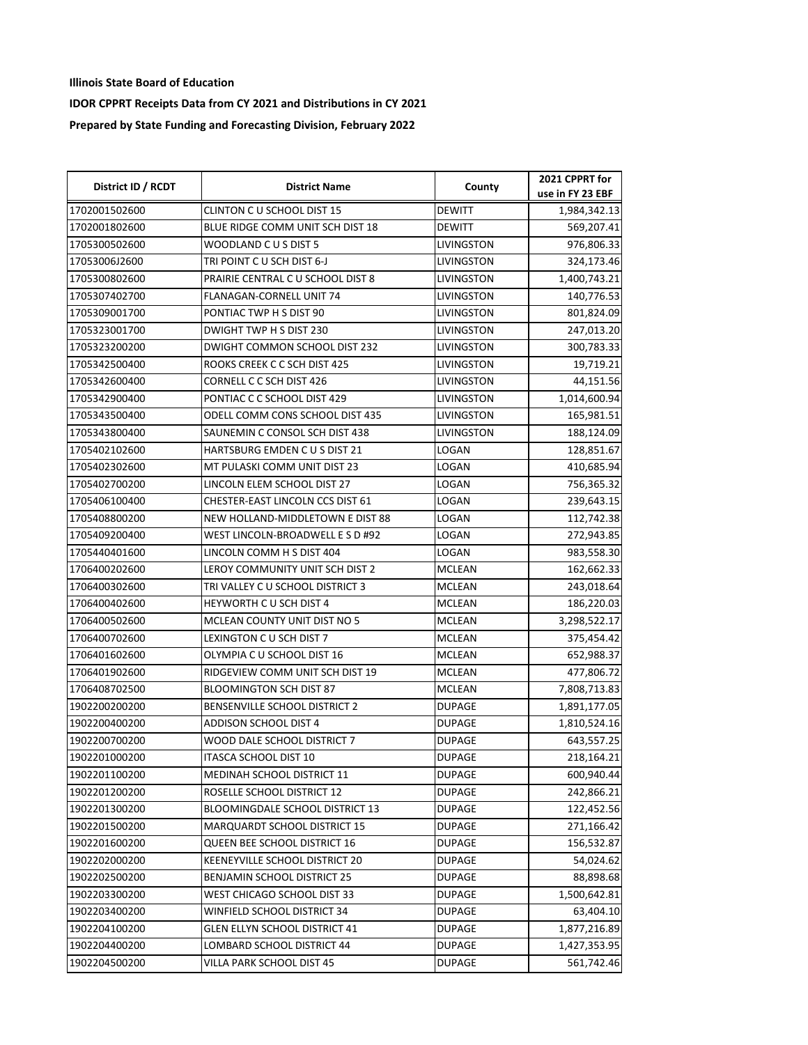**Illinois State Board of Education**

**IDOR CPPRT Receipts Data from CY 2021 and Distributions in CY 2021**

**Prepared by State Funding and Forecasting Division, February 2022**

| District ID / RCDT | District Name | County | 2021 CPPRT for use in FY 23 EBF |
|---|---|---|---|
| 1702001502600 | CLINTON C U SCHOOL DIST 15 | DEWITT | 1,984,342.13 |
| 1702001802600 | BLUE RIDGE COMM UNIT SCH DIST 18 | DEWITT | 569,207.41 |
| 1705300502600 | WOODLAND C U S DIST 5 | LIVINGSTON | 976,806.33 |
| 17053006J2600 | TRI POINT C U SCH DIST 6-J | LIVINGSTON | 324,173.46 |
| 1705300802600 | PRAIRIE CENTRAL C U SCHOOL DIST 8 | LIVINGSTON | 1,400,743.21 |
| 1705307402700 | FLANAGAN-CORNELL UNIT 74 | LIVINGSTON | 140,776.53 |
| 1705309001700 | PONTIAC TWP H S DIST 90 | LIVINGSTON | 801,824.09 |
| 1705323001700 | DWIGHT TWP H S DIST 230 | LIVINGSTON | 247,013.20 |
| 1705323200200 | DWIGHT COMMON SCHOOL DIST 232 | LIVINGSTON | 300,783.33 |
| 1705342500400 | ROOKS CREEK C C SCH DIST 425 | LIVINGSTON | 19,719.21 |
| 1705342600400 | CORNELL C C SCH DIST 426 | LIVINGSTON | 44,151.56 |
| 1705342900400 | PONTIAC C C SCHOOL DIST 429 | LIVINGSTON | 1,014,600.94 |
| 1705343500400 | ODELL COMM CONS SCHOOL DIST 435 | LIVINGSTON | 165,981.51 |
| 1705343800400 | SAUNEMIN C CONSOL SCH DIST 438 | LIVINGSTON | 188,124.09 |
| 1705402102600 | HARTSBURG EMDEN C U S DIST 21 | LOGAN | 128,851.67 |
| 1705402302600 | MT PULASKI COMM UNIT DIST 23 | LOGAN | 410,685.94 |
| 1705402700200 | LINCOLN ELEM SCHOOL DIST 27 | LOGAN | 756,365.32 |
| 1705406100400 | CHESTER-EAST LINCOLN CCS DIST 61 | LOGAN | 239,643.15 |
| 1705408800200 | NEW HOLLAND-MIDDLETOWN E DIST 88 | LOGAN | 112,742.38 |
| 1705409200400 | WEST LINCOLN-BROADWELL E S D #92 | LOGAN | 272,943.85 |
| 1705440401600 | LINCOLN COMM H S DIST 404 | LOGAN | 983,558.30 |
| 1706400202600 | LEROY COMMUNITY UNIT SCH DIST 2 | MCLEAN | 162,662.33 |
| 1706400302600 | TRI VALLEY C U SCHOOL DISTRICT 3 | MCLEAN | 243,018.64 |
| 1706400402600 | HEYWORTH C U SCH DIST 4 | MCLEAN | 186,220.03 |
| 1706400502600 | MCLEAN COUNTY UNIT DIST NO 5 | MCLEAN | 3,298,522.17 |
| 1706400702600 | LEXINGTON C U SCH DIST 7 | MCLEAN | 375,454.42 |
| 1706401602600 | OLYMPIA C U SCHOOL DIST 16 | MCLEAN | 652,988.37 |
| 1706401902600 | RIDGEVIEW COMM UNIT SCH DIST 19 | MCLEAN | 477,806.72 |
| 1706408702500 | BLOOMINGTON SCH DIST 87 | MCLEAN | 7,808,713.83 |
| 1902200200200 | BENSENVILLE SCHOOL DISTRICT 2 | DUPAGE | 1,891,177.05 |
| 1902200400200 | ADDISON SCHOOL DIST 4 | DUPAGE | 1,810,524.16 |
| 1902200700200 | WOOD DALE SCHOOL DISTRICT 7 | DUPAGE | 643,557.25 |
| 1902201000200 | ITASCA SCHOOL DIST 10 | DUPAGE | 218,164.21 |
| 1902201100200 | MEDINAH SCHOOL DISTRICT 11 | DUPAGE | 600,940.44 |
| 1902201200200 | ROSELLE SCHOOL DISTRICT 12 | DUPAGE | 242,866.21 |
| 1902201300200 | BLOOMINGDALE SCHOOL DISTRICT 13 | DUPAGE | 122,452.56 |
| 1902201500200 | MARQUARDT SCHOOL DISTRICT 15 | DUPAGE | 271,166.42 |
| 1902201600200 | QUEEN BEE SCHOOL DISTRICT 16 | DUPAGE | 156,532.87 |
| 1902202000200 | KEENEYVILLE SCHOOL DISTRICT 20 | DUPAGE | 54,024.62 |
| 1902202500200 | BENJAMIN SCHOOL DISTRICT 25 | DUPAGE | 88,898.68 |
| 1902203300200 | WEST CHICAGO SCHOOL DIST 33 | DUPAGE | 1,500,642.81 |
| 1902203400200 | WINFIELD SCHOOL DISTRICT 34 | DUPAGE | 63,404.10 |
| 1902204100200 | GLEN ELLYN SCHOOL DISTRICT 41 | DUPAGE | 1,877,216.89 |
| 1902204400200 | LOMBARD SCHOOL DISTRICT 44 | DUPAGE | 1,427,353.95 |
| 1902204500200 | VILLA PARK SCHOOL DIST 45 | DUPAGE | 561,742.46 |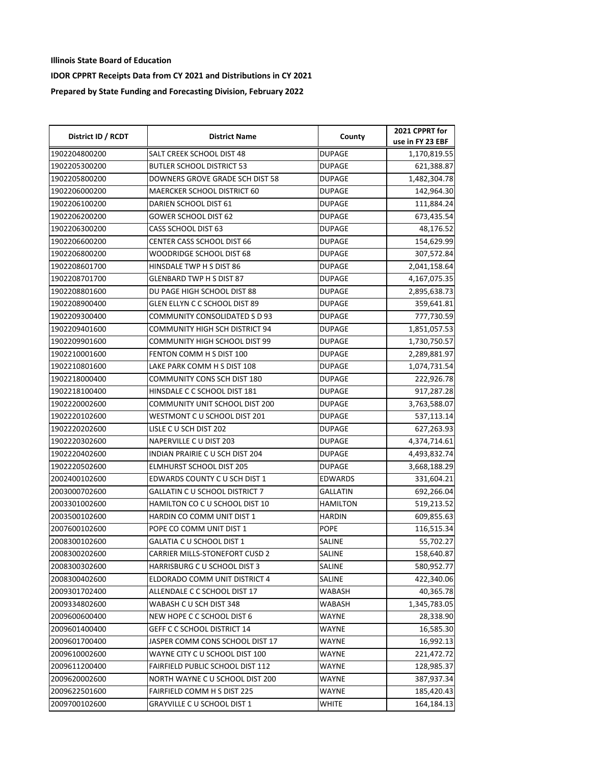**Illinois State Board of Education**

**IDOR CPPRT Receipts Data from CY 2021 and Distributions in CY 2021**

**Prepared by State Funding and Forecasting Division, February 2022**

| District ID / RCDT | District Name | County | 2021 CPPRT for use in FY 23 EBF |
|---|---|---|---|
| 1902204800200 | SALT CREEK SCHOOL DIST 48 | DUPAGE | 1,170,819.55 |
| 1902205300200 | BUTLER SCHOOL DISTRICT 53 | DUPAGE | 621,388.87 |
| 1902205800200 | DOWNERS GROVE GRADE SCH DIST 58 | DUPAGE | 1,482,304.78 |
| 1902206000200 | MAERCKER SCHOOL DISTRICT 60 | DUPAGE | 142,964.30 |
| 1902206100200 | DARIEN SCHOOL DIST 61 | DUPAGE | 111,884.24 |
| 1902206200200 | GOWER SCHOOL DIST 62 | DUPAGE | 673,435.54 |
| 1902206300200 | CASS SCHOOL DIST 63 | DUPAGE | 48,176.52 |
| 1902206600200 | CENTER CASS SCHOOL DIST 66 | DUPAGE | 154,629.99 |
| 1902206800200 | WOODRIDGE SCHOOL DIST 68 | DUPAGE | 307,572.84 |
| 1902208601700 | HINSDALE TWP H S DIST 86 | DUPAGE | 2,041,158.64 |
| 1902208701700 | GLENBARD TWP H S DIST 87 | DUPAGE | 4,167,075.35 |
| 1902208801600 | DU PAGE HIGH SCHOOL DIST 88 | DUPAGE | 2,895,638.73 |
| 1902208900400 | GLEN ELLYN C C SCHOOL DIST 89 | DUPAGE | 359,641.81 |
| 1902209300400 | COMMUNITY CONSOLIDATED S D 93 | DUPAGE | 777,730.59 |
| 1902209401600 | COMMUNITY HIGH SCH DISTRICT 94 | DUPAGE | 1,851,057.53 |
| 1902209901600 | COMMUNITY HIGH SCHOOL DIST 99 | DUPAGE | 1,730,750.57 |
| 1902210001600 | FENTON COMM H S DIST 100 | DUPAGE | 2,289,881.97 |
| 1902210801600 | LAKE PARK COMM H S DIST 108 | DUPAGE | 1,074,731.54 |
| 1902218000400 | COMMUNITY CONS SCH DIST 180 | DUPAGE | 222,926.78 |
| 1902218100400 | HINSDALE C C SCHOOL DIST 181 | DUPAGE | 917,287.28 |
| 1902220002600 | COMMUNITY UNIT SCHOOL DIST 200 | DUPAGE | 3,763,588.07 |
| 1902220102600 | WESTMONT C U SCHOOL DIST 201 | DUPAGE | 537,113.14 |
| 1902220202600 | LISLE C U SCH DIST 202 | DUPAGE | 627,263.93 |
| 1902220302600 | NAPERVILLE C U DIST 203 | DUPAGE | 4,374,714.61 |
| 1902220402600 | INDIAN PRAIRIE C U SCH DIST 204 | DUPAGE | 4,493,832.74 |
| 1902220502600 | ELMHURST SCHOOL DIST 205 | DUPAGE | 3,668,188.29 |
| 2002400102600 | EDWARDS COUNTY C U SCH DIST 1 | EDWARDS | 331,604.21 |
| 2003000702600 | GALLATIN C U SCHOOL DISTRICT 7 | GALLATIN | 692,266.04 |
| 2003301002600 | HAMILTON CO C U SCHOOL DIST 10 | HAMILTON | 519,213.52 |
| 2003500102600 | HARDIN CO COMM UNIT DIST 1 | HARDIN | 609,855.63 |
| 2007600102600 | POPE CO COMM UNIT DIST 1 | POPE | 116,515.34 |
| 2008300102600 | GALATIA C U SCHOOL DIST 1 | SALINE | 55,702.27 |
| 2008300202600 | CARRIER MILLS-STONEFORT CUSD 2 | SALINE | 158,640.87 |
| 2008300302600 | HARRISBURG C U SCHOOL DIST 3 | SALINE | 580,952.77 |
| 2008300402600 | ELDORADO COMM UNIT DISTRICT 4 | SALINE | 422,340.06 |
| 2009301702400 | ALLENDALE C C SCHOOL DIST 17 | WABASH | 40,365.78 |
| 2009334802600 | WABASH C U SCH DIST 348 | WABASH | 1,345,783.05 |
| 2009600600400 | NEW HOPE C C SCHOOL DIST 6 | WAYNE | 28,338.90 |
| 2009601400400 | GEFF C C SCHOOL DISTRICT 14 | WAYNE | 16,585.30 |
| 2009601700400 | JASPER COMM CONS SCHOOL DIST 17 | WAYNE | 16,992.13 |
| 2009610002600 | WAYNE CITY C U SCHOOL DIST 100 | WAYNE | 221,472.72 |
| 2009611200400 | FAIRFIELD PUBLIC SCHOOL DIST 112 | WAYNE | 128,985.37 |
| 2009620002600 | NORTH WAYNE C U SCHOOL DIST 200 | WAYNE | 387,937.34 |
| 2009622501600 | FAIRFIELD COMM H S DIST 225 | WAYNE | 185,420.43 |
| 2009700102600 | GRAYVILLE C U SCHOOL DIST 1 | WHITE | 164,184.13 |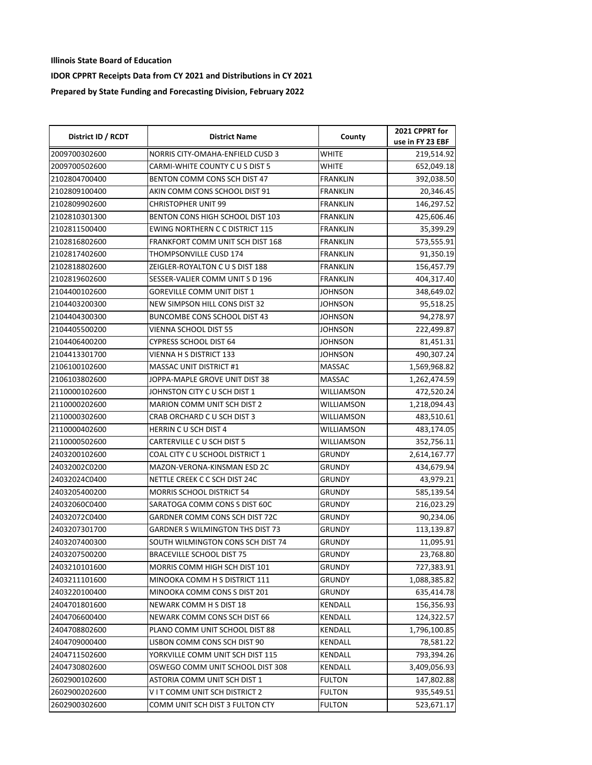**Illinois State Board of Education**

**IDOR CPPRT Receipts Data from CY 2021 and Distributions in CY 2021**

**Prepared by State Funding and Forecasting Division, February 2022**

| District ID / RCDT | District Name | County | 2021 CPPRT for use in FY 23 EBF |
|---|---|---|---|
| 2009700302600 | NORRIS CITY-OMAHA-ENFIELD CUSD 3 | WHITE | 219,514.92 |
| 2009700502600 | CARMI-WHITE COUNTY C U S DIST 5 | WHITE | 652,049.18 |
| 2102804700400 | BENTON COMM CONS SCH DIST 47 | FRANKLIN | 392,038.50 |
| 2102809100400 | AKIN COMM CONS SCHOOL DIST 91 | FRANKLIN | 20,346.45 |
| 2102809902600 | CHRISTOPHER UNIT 99 | FRANKLIN | 146,297.52 |
| 2102810301300 | BENTON CONS HIGH SCHOOL DIST 103 | FRANKLIN | 425,606.46 |
| 2102811500400 | EWING NORTHERN C C DISTRICT 115 | FRANKLIN | 35,399.29 |
| 2102816802600 | FRANKFORT COMM UNIT SCH DIST 168 | FRANKLIN | 573,555.91 |
| 2102817402600 | THOMPSONVILLE CUSD 174 | FRANKLIN | 91,350.19 |
| 2102818802600 | ZEIGLER-ROYALTON C U S DIST 188 | FRANKLIN | 156,457.79 |
| 2102819602600 | SESSER-VALIER COMM UNIT S D 196 | FRANKLIN | 404,317.40 |
| 2104400102600 | GOREVILLE COMM UNIT DIST 1 | JOHNSON | 348,649.02 |
| 2104403200300 | NEW SIMPSON HILL CONS DIST 32 | JOHNSON | 95,518.25 |
| 2104404300300 | BUNCOMBE CONS SCHOOL DIST 43 | JOHNSON | 94,278.97 |
| 2104405500200 | VIENNA SCHOOL DIST 55 | JOHNSON | 222,499.87 |
| 2104406400200 | CYPRESS SCHOOL DIST 64 | JOHNSON | 81,451.31 |
| 2104413301700 | VIENNA H S DISTRICT 133 | JOHNSON | 490,307.24 |
| 2106100102600 | MASSAC UNIT DISTRICT #1 | MASSAC | 1,569,968.82 |
| 2106103802600 | JOPPA-MAPLE GROVE UNIT DIST 38 | MASSAC | 1,262,474.59 |
| 2110000102600 | JOHNSTON CITY C U SCH DIST 1 | WILLIAMSON | 472,520.24 |
| 2110000202600 | MARION COMM UNIT SCH DIST 2 | WILLIAMSON | 1,218,094.43 |
| 2110000302600 | CRAB ORCHARD C U SCH DIST 3 | WILLIAMSON | 483,510.61 |
| 2110000402600 | HERRIN C U SCH DIST 4 | WILLIAMSON | 483,174.05 |
| 2110000502600 | CARTERVILLE C U SCH DIST 5 | WILLIAMSON | 352,756.11 |
| 2403200102600 | COAL CITY C U SCHOOL DISTRICT 1 | GRUNDY | 2,614,167.77 |
| 24032002C0200 | MAZON-VERONA-KINSMAN ESD 2C | GRUNDY | 434,679.94 |
| 24032024C0400 | NETTLE CREEK C C SCH DIST 24C | GRUNDY | 43,979.21 |
| 2403205400200 | MORRIS SCHOOL DISTRICT 54 | GRUNDY | 585,139.54 |
| 24032060C0400 | SARATOGA COMM CONS S DIST 60C | GRUNDY | 216,023.29 |
| 24032072C0400 | GARDNER COMM CONS SCH DIST 72C | GRUNDY | 90,234.06 |
| 2403207301700 | GARDNER S WILMINGTON THS DIST 73 | GRUNDY | 113,139.87 |
| 2403207400300 | SOUTH WILMINGTON CONS SCH DIST 74 | GRUNDY | 11,095.91 |
| 2403207500200 | BRACEVILLE SCHOOL DIST 75 | GRUNDY | 23,768.80 |
| 2403210101600 | MORRIS COMM HIGH SCH DIST 101 | GRUNDY | 727,383.91 |
| 2403211101600 | MINOOKA COMM H S DISTRICT 111 | GRUNDY | 1,088,385.82 |
| 2403220100400 | MINOOKA COMM CONS S DIST 201 | GRUNDY | 635,414.78 |
| 2404701801600 | NEWARK COMM H S DIST 18 | KENDALL | 156,356.93 |
| 2404706600400 | NEWARK COMM CONS SCH DIST 66 | KENDALL | 124,322.57 |
| 2404708802600 | PLANO COMM UNIT SCHOOL DIST 88 | KENDALL | 1,796,100.85 |
| 2404709000400 | LISBON COMM CONS SCH DIST 90 | KENDALL | 78,581.22 |
| 2404711502600 | YORKVILLE COMM UNIT SCH DIST 115 | KENDALL | 793,394.26 |
| 2404730802600 | OSWEGO COMM UNIT SCHOOL DIST 308 | KENDALL | 3,409,056.93 |
| 2602900102600 | ASTORIA COMM UNIT SCH DIST 1 | FULTON | 147,802.88 |
| 2602900202600 | V I T COMM UNIT SCH DISTRICT 2 | FULTON | 935,549.51 |
| 2602900302600 | COMM UNIT SCH DIST 3 FULTON CTY | FULTON | 523,671.17 |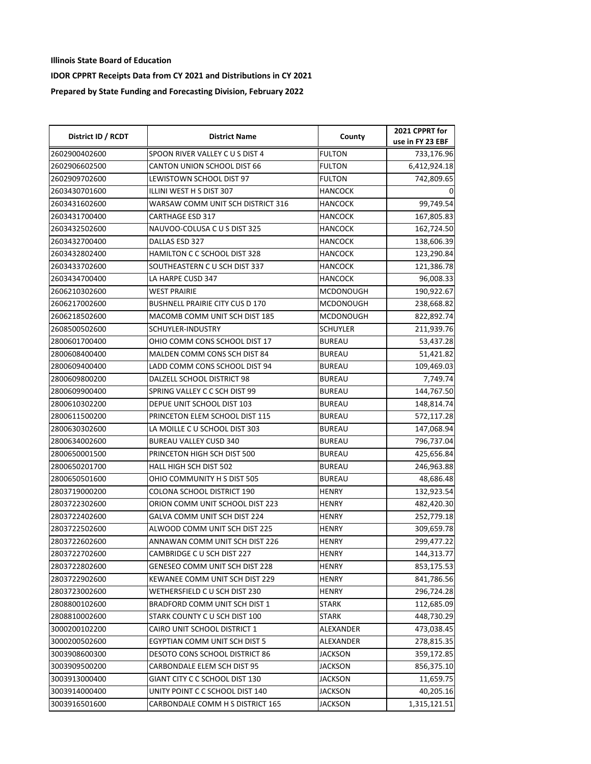**Illinois State Board of Education**

**IDOR CPPRT Receipts Data from CY 2021 and Distributions in CY 2021**

**Prepared by State Funding and Forecasting Division, February 2022**

| District ID / RCDT | District Name | County | 2021 CPPRT for use in FY 23 EBF |
|---|---|---|---|
| 2602900402600 | SPOON RIVER VALLEY C U S DIST 4 | FULTON | 733,176.96 |
| 2602906602500 | CANTON UNION SCHOOL DIST 66 | FULTON | 6,412,924.18 |
| 2602909702600 | LEWISTOWN SCHOOL DIST 97 | FULTON | 742,809.65 |
| 2603430701600 | ILLINI WEST H S DIST 307 | HANCOCK | 0 |
| 2603431602600 | WARSAW COMM UNIT SCH DISTRICT 316 | HANCOCK | 99,749.54 |
| 2603431700400 | CARTHAGE ESD 317 | HANCOCK | 167,805.83 |
| 2603432502600 | NAUVOO-COLUSA C U S DIST 325 | HANCOCK | 162,724.50 |
| 2603432700400 | DALLAS ESD 327 | HANCOCK | 138,606.39 |
| 2603432802400 | HAMILTON C C SCHOOL DIST 328 | HANCOCK | 123,290.84 |
| 2603433702600 | SOUTHEASTERN C U SCH DIST 337 | HANCOCK | 121,386.78 |
| 2603434700400 | LA HARPE CUSD 347 | HANCOCK | 96,008.33 |
| 2606210302600 | WEST PRAIRIE | MCDONOUGH | 190,922.67 |
| 2606217002600 | BUSHNELL PRAIRIE CITY CUS D 170 | MCDONOUGH | 238,668.82 |
| 2606218502600 | MACOMB COMM UNIT SCH DIST 185 | MCDONOUGH | 822,892.74 |
| 2608500502600 | SCHUYLER-INDUSTRY | SCHUYLER | 211,939.76 |
| 2800601700400 | OHIO COMM CONS SCHOOL DIST 17 | BUREAU | 53,437.28 |
| 2800608400400 | MALDEN COMM CONS SCH DIST 84 | BUREAU | 51,421.82 |
| 2800609400400 | LADD COMM CONS SCHOOL DIST 94 | BUREAU | 109,469.03 |
| 2800609800200 | DALZELL SCHOOL DISTRICT 98 | BUREAU | 7,749.74 |
| 2800609900400 | SPRING VALLEY C C SCH DIST 99 | BUREAU | 144,767.50 |
| 2800610302200 | DEPUE UNIT SCHOOL DIST 103 | BUREAU | 148,814.74 |
| 2800611500200 | PRINCETON ELEM SCHOOL DIST 115 | BUREAU | 572,117.28 |
| 2800630302600 | LA MOILLE C U SCHOOL DIST 303 | BUREAU | 147,068.94 |
| 2800634002600 | BUREAU VALLEY CUSD 340 | BUREAU | 796,737.04 |
| 2800650001500 | PRINCETON HIGH SCH DIST 500 | BUREAU | 425,656.84 |
| 2800650201700 | HALL HIGH SCH DIST 502 | BUREAU | 246,963.88 |
| 2800650501600 | OHIO COMMUNITY H S DIST 505 | BUREAU | 48,686.48 |
| 2803719000200 | COLONA SCHOOL DISTRICT 190 | HENRY | 132,923.54 |
| 2803722302600 | ORION COMM UNIT SCHOOL DIST 223 | HENRY | 482,420.30 |
| 2803722402600 | GALVA COMM UNIT SCH DIST 224 | HENRY | 252,779.18 |
| 2803722502600 | ALWOOD COMM UNIT SCH DIST 225 | HENRY | 309,659.78 |
| 2803722602600 | ANNAWAN COMM UNIT SCH DIST 226 | HENRY | 299,477.22 |
| 2803722702600 | CAMBRIDGE C U SCH DIST 227 | HENRY | 144,313.77 |
| 2803722802600 | GENESEO COMM UNIT SCH DIST 228 | HENRY | 853,175.53 |
| 2803722902600 | KEWANEE COMM UNIT SCH DIST 229 | HENRY | 841,786.56 |
| 2803723002600 | WETHERSFIELD C U SCH DIST 230 | HENRY | 296,724.28 |
| 2808800102600 | BRADFORD COMM UNIT SCH DIST 1 | STARK | 112,685.09 |
| 2808810002600 | STARK COUNTY C U SCH DIST 100 | STARK | 448,730.29 |
| 3000200102200 | CAIRO UNIT SCHOOL DISTRICT 1 | ALEXANDER | 473,038.45 |
| 3000200502600 | EGYPTIAN COMM UNIT SCH DIST 5 | ALEXANDER | 278,815.35 |
| 3003908600300 | DESOTO CONS SCHOOL DISTRICT 86 | JACKSON | 359,172.85 |
| 3003909500200 | CARBONDALE ELEM SCH DIST 95 | JACKSON | 856,375.10 |
| 3003913000400 | GIANT CITY C C SCHOOL DIST 130 | JACKSON | 11,659.75 |
| 3003914000400 | UNITY POINT C C SCHOOL DIST 140 | JACKSON | 40,205.16 |
| 3003916501600 | CARBONDALE COMM H S DISTRICT 165 | JACKSON | 1,315,121.51 |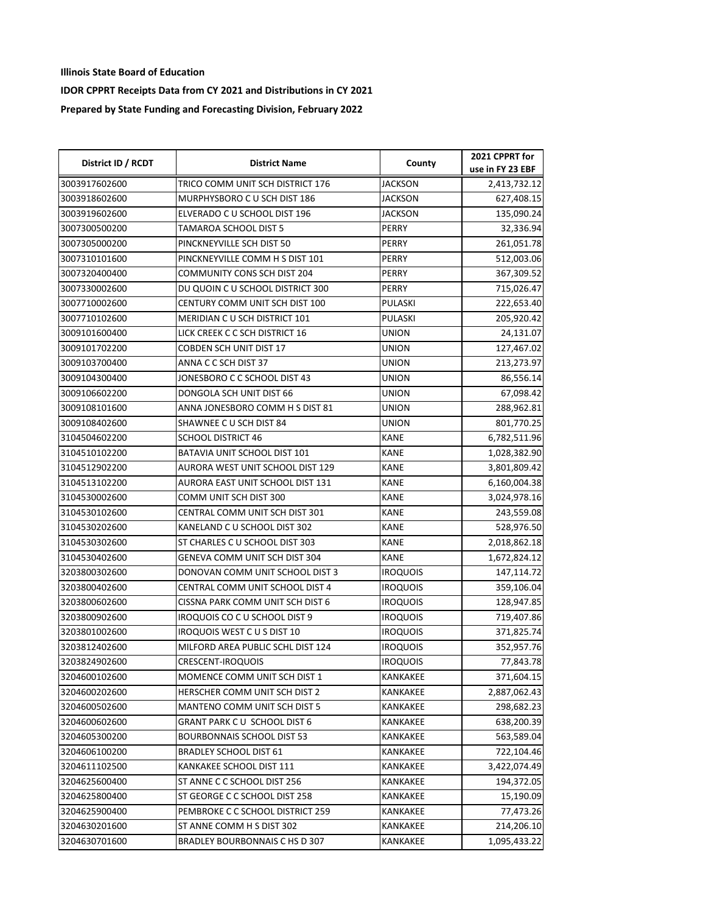**Illinois State Board of Education**

**IDOR CPPRT Receipts Data from CY 2021 and Distributions in CY 2021**

**Prepared by State Funding and Forecasting Division, February 2022**

| District ID / RCDT | District Name | County | 2021 CPPRT for use in FY 23 EBF |
|---|---|---|---|
| 3003917602600 | TRICO COMM UNIT SCH DISTRICT 176 | JACKSON | 2,413,732.12 |
| 3003918602600 | MURPHYSBORO C U SCH DIST 186 | JACKSON | 627,408.15 |
| 3003919602600 | ELVERADO C U SCHOOL DIST 196 | JACKSON | 135,090.24 |
| 3007300500200 | TAMAROA SCHOOL DIST 5 | PERRY | 32,336.94 |
| 3007305000200 | PINCKNEYVILLE SCH DIST 50 | PERRY | 261,051.78 |
| 3007310101600 | PINCKNEYVILLE COMM H S DIST 101 | PERRY | 512,003.06 |
| 3007320400400 | COMMUNITY CONS SCH DIST 204 | PERRY | 367,309.52 |
| 3007330002600 | DU QUOIN C U SCHOOL DISTRICT 300 | PERRY | 715,026.47 |
| 3007710002600 | CENTURY COMM UNIT SCH DIST 100 | PULASKI | 222,653.40 |
| 3007710102600 | MERIDIAN C U SCH DISTRICT 101 | PULASKI | 205,920.42 |
| 3009101600400 | LICK CREEK C C SCH DISTRICT 16 | UNION | 24,131.07 |
| 3009101702200 | COBDEN SCH UNIT DIST 17 | UNION | 127,467.02 |
| 3009103700400 | ANNA C C SCH DIST 37 | UNION | 213,273.97 |
| 3009104300400 | JONESBORO C C SCHOOL DIST 43 | UNION | 86,556.14 |
| 3009106602200 | DONGOLA SCH UNIT DIST 66 | UNION | 67,098.42 |
| 3009108101600 | ANNA JONESBORO COMM H S DIST 81 | UNION | 288,962.81 |
| 3009108402600 | SHAWNEE C U SCH DIST 84 | UNION | 801,770.25 |
| 3104504602200 | SCHOOL DISTRICT 46 | KANE | 6,782,511.96 |
| 3104510102200 | BATAVIA UNIT SCHOOL DIST 101 | KANE | 1,028,382.90 |
| 3104512902200 | AURORA WEST UNIT SCHOOL DIST 129 | KANE | 3,801,809.42 |
| 3104513102200 | AURORA EAST UNIT SCHOOL DIST 131 | KANE | 6,160,004.38 |
| 3104530002600 | COMM UNIT SCH DIST 300 | KANE | 3,024,978.16 |
| 3104530102600 | CENTRAL COMM UNIT SCH DIST 301 | KANE | 243,559.08 |
| 3104530202600 | KANELAND C U SCHOOL DIST 302 | KANE | 528,976.50 |
| 3104530302600 | ST CHARLES C U SCHOOL DIST 303 | KANE | 2,018,862.18 |
| 3104530402600 | GENEVA COMM UNIT SCH DIST 304 | KANE | 1,672,824.12 |
| 3203800302600 | DONOVAN COMM UNIT SCHOOL DIST 3 | IROQUOIS | 147,114.72 |
| 3203800402600 | CENTRAL COMM UNIT SCHOOL DIST 4 | IROQUOIS | 359,106.04 |
| 3203800602600 | CISSNA PARK COMM UNIT SCH DIST 6 | IROQUOIS | 128,947.85 |
| 3203800902600 | IROQUOIS CO C U SCHOOL DIST 9 | IROQUOIS | 719,407.86 |
| 3203801002600 | IROQUOIS WEST C U S DIST 10 | IROQUOIS | 371,825.74 |
| 3203812402600 | MILFORD AREA PUBLIC SCHL DIST 124 | IROQUOIS | 352,957.76 |
| 3203824902600 | CRESCENT-IROQUOIS | IROQUOIS | 77,843.78 |
| 3204600102600 | MOMENCE COMM UNIT SCH DIST 1 | KANKAKEE | 371,604.15 |
| 3204600202600 | HERSCHER COMM UNIT SCH DIST 2 | KANKAKEE | 2,887,062.43 |
| 3204600502600 | MANTENO COMM UNIT SCH DIST 5 | KANKAKEE | 298,682.23 |
| 3204600602600 | GRANT PARK C U SCHOOL DIST 6 | KANKAKEE | 638,200.39 |
| 3204605300200 | BOURBONNAIS SCHOOL DIST 53 | KANKAKEE | 563,589.04 |
| 3204606100200 | BRADLEY SCHOOL DIST 61 | KANKAKEE | 722,104.46 |
| 3204611102500 | KANKAKEE SCHOOL DIST 111 | KANKAKEE | 3,422,074.49 |
| 3204625600400 | ST ANNE C C SCHOOL DIST 256 | KANKAKEE | 194,372.05 |
| 3204625800400 | ST GEORGE C C SCHOOL DIST 258 | KANKAKEE | 15,190.09 |
| 3204625900400 | PEMBROKE C C SCHOOL DISTRICT 259 | KANKAKEE | 77,473.26 |
| 3204630201600 | ST ANNE COMM H S DIST 302 | KANKAKEE | 214,206.10 |
| 3204630701600 | BRADLEY BOURBONNAIS C HS D 307 | KANKAKEE | 1,095,433.22 |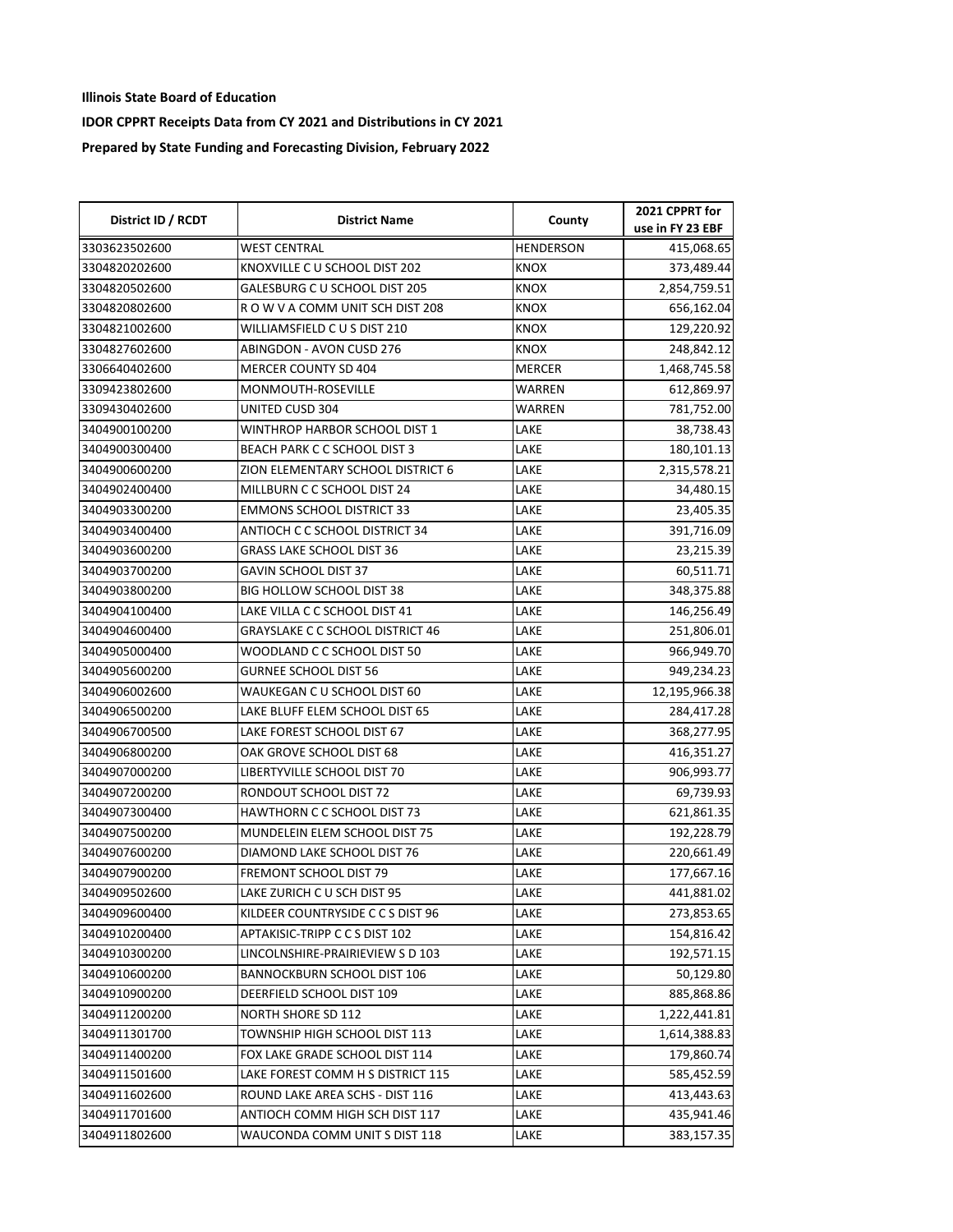**Illinois State Board of Education**

**IDOR CPPRT Receipts Data from CY 2021 and Distributions in CY 2021**

**Prepared by State Funding and Forecasting Division, February 2022**

| District ID / RCDT | District Name | County | 2021 CPPRT for use in FY 23 EBF |
|---|---|---|---|
| 3303623502600 | WEST CENTRAL | HENDERSON | 415,068.65 |
| 3304820202600 | KNOXVILLE C U SCHOOL DIST 202 | KNOX | 373,489.44 |
| 3304820502600 | GALESBURG C U SCHOOL DIST 205 | KNOX | 2,854,759.51 |
| 3304820802600 | R O W V A COMM UNIT SCH DIST 208 | KNOX | 656,162.04 |
| 3304821002600 | WILLIAMSFIELD C U S DIST 210 | KNOX | 129,220.92 |
| 3304827602600 | ABINGDON - AVON CUSD 276 | KNOX | 248,842.12 |
| 3306640402600 | MERCER COUNTY SD 404 | MERCER | 1,468,745.58 |
| 3309423802600 | MONMOUTH-ROSEVILLE | WARREN | 612,869.97 |
| 3309430402600 | UNITED CUSD 304 | WARREN | 781,752.00 |
| 3404900100200 | WINTHROP HARBOR SCHOOL DIST 1 | LAKE | 38,738.43 |
| 3404900300400 | BEACH PARK C C SCHOOL DIST 3 | LAKE | 180,101.13 |
| 3404900600200 | ZION ELEMENTARY SCHOOL DISTRICT 6 | LAKE | 2,315,578.21 |
| 3404902400400 | MILLBURN C C SCHOOL DIST 24 | LAKE | 34,480.15 |
| 3404903300200 | EMMONS SCHOOL DISTRICT 33 | LAKE | 23,405.35 |
| 3404903400400 | ANTIOCH C C SCHOOL DISTRICT 34 | LAKE | 391,716.09 |
| 3404903600200 | GRASS LAKE SCHOOL DIST 36 | LAKE | 23,215.39 |
| 3404903700200 | GAVIN SCHOOL DIST 37 | LAKE | 60,511.71 |
| 3404903800200 | BIG HOLLOW SCHOOL DIST 38 | LAKE | 348,375.88 |
| 3404904100400 | LAKE VILLA C C SCHOOL DIST 41 | LAKE | 146,256.49 |
| 3404904600400 | GRAYSLAKE C C SCHOOL DISTRICT 46 | LAKE | 251,806.01 |
| 3404905000400 | WOODLAND C C SCHOOL DIST 50 | LAKE | 966,949.70 |
| 3404905600200 | GURNEE SCHOOL DIST 56 | LAKE | 949,234.23 |
| 3404906002600 | WAUKEGAN C U SCHOOL DIST 60 | LAKE | 12,195,966.38 |
| 3404906500200 | LAKE BLUFF ELEM SCHOOL DIST 65 | LAKE | 284,417.28 |
| 3404906700500 | LAKE FOREST SCHOOL DIST 67 | LAKE | 368,277.95 |
| 3404906800200 | OAK GROVE SCHOOL DIST 68 | LAKE | 416,351.27 |
| 3404907000200 | LIBERTYVILLE SCHOOL DIST 70 | LAKE | 906,993.77 |
| 3404907200200 | RONDOUT SCHOOL DIST 72 | LAKE | 69,739.93 |
| 3404907300400 | HAWTHORN C C SCHOOL DIST 73 | LAKE | 621,861.35 |
| 3404907500200 | MUNDELEIN ELEM SCHOOL DIST 75 | LAKE | 192,228.79 |
| 3404907600200 | DIAMOND LAKE SCHOOL DIST 76 | LAKE | 220,661.49 |
| 3404907900200 | FREMONT SCHOOL DIST 79 | LAKE | 177,667.16 |
| 3404909502600 | LAKE ZURICH C U SCH DIST 95 | LAKE | 441,881.02 |
| 3404909600400 | KILDEER COUNTRYSIDE C C S DIST 96 | LAKE | 273,853.65 |
| 3404910200400 | APTAKISIC-TRIPP C C S DIST 102 | LAKE | 154,816.42 |
| 3404910300200 | LINCOLNSHIRE-PRAIRIEVIEW S D 103 | LAKE | 192,571.15 |
| 3404910600200 | BANNOCKBURN SCHOOL DIST 106 | LAKE | 50,129.80 |
| 3404910900200 | DEERFIELD SCHOOL DIST 109 | LAKE | 885,868.86 |
| 3404911200200 | NORTH SHORE SD 112 | LAKE | 1,222,441.81 |
| 3404911301700 | TOWNSHIP HIGH SCHOOL DIST 113 | LAKE | 1,614,388.83 |
| 3404911400200 | FOX LAKE GRADE SCHOOL DIST 114 | LAKE | 179,860.74 |
| 3404911501600 | LAKE FOREST COMM H S DISTRICT 115 | LAKE | 585,452.59 |
| 3404911602600 | ROUND LAKE AREA SCHS - DIST 116 | LAKE | 413,443.63 |
| 3404911701600 | ANTIOCH COMM HIGH SCH DIST 117 | LAKE | 435,941.46 |
| 3404911802600 | WAUCONDA COMM UNIT S DIST 118 | LAKE | 383,157.35 |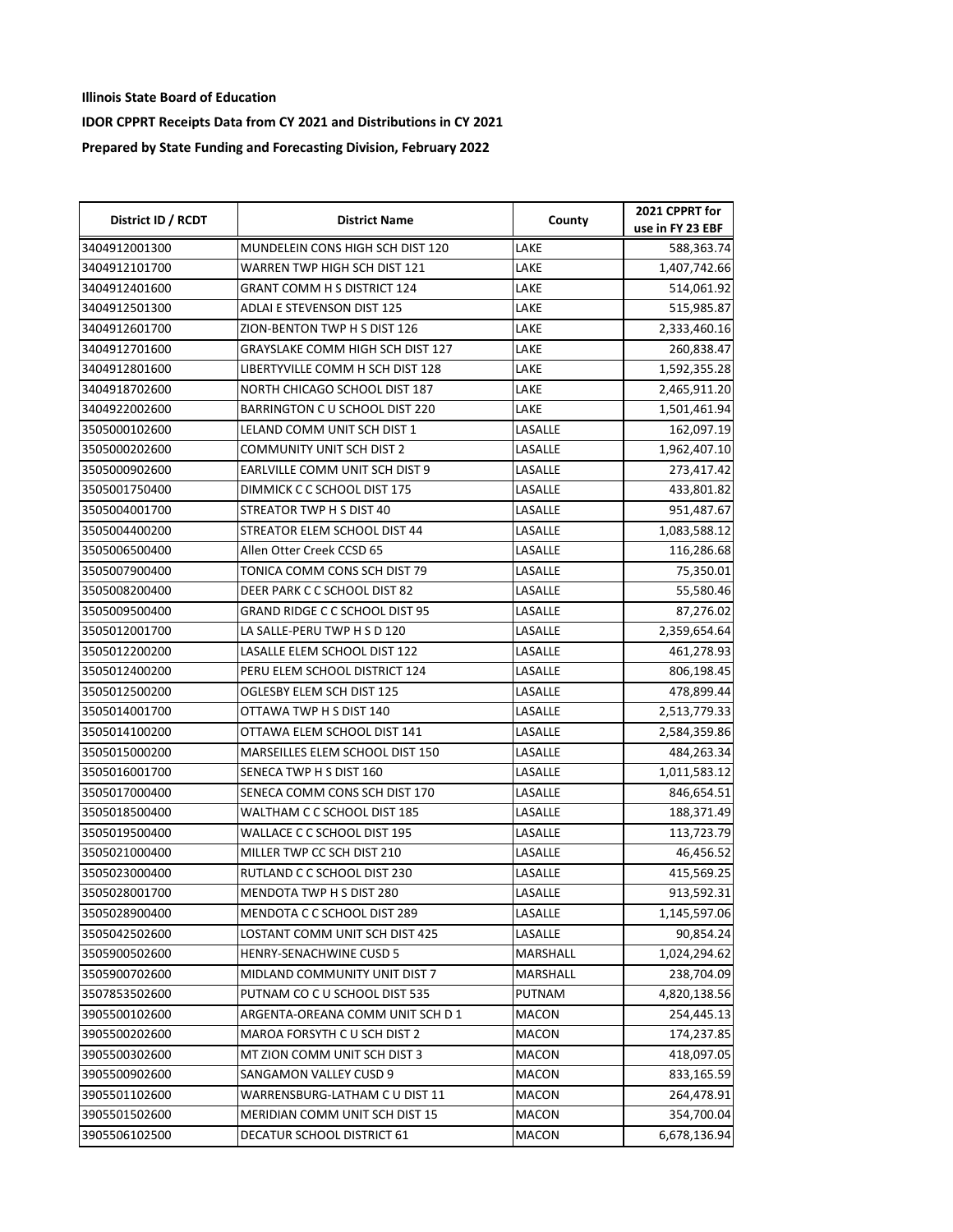**Illinois State Board of Education**

**IDOR CPPRT Receipts Data from CY 2021 and Distributions in CY 2021**

**Prepared by State Funding and Forecasting Division, February 2022**

| District ID / RCDT | District Name | County | 2021 CPPRT for use in FY 23 EBF |
|---|---|---|---|
| 3404912001300 | MUNDELEIN CONS HIGH SCH DIST 120 | LAKE | 588,363.74 |
| 3404912101700 | WARREN TWP HIGH SCH DIST 121 | LAKE | 1,407,742.66 |
| 3404912401600 | GRANT COMM H S DISTRICT 124 | LAKE | 514,061.92 |
| 3404912501300 | ADLAI E STEVENSON DIST 125 | LAKE | 515,985.87 |
| 3404912601700 | ZION-BENTON TWP H S DIST 126 | LAKE | 2,333,460.16 |
| 3404912701600 | GRAYSLAKE COMM HIGH SCH DIST 127 | LAKE | 260,838.47 |
| 3404912801600 | LIBERTYVILLE COMM H SCH DIST 128 | LAKE | 1,592,355.28 |
| 3404918702600 | NORTH CHICAGO SCHOOL DIST 187 | LAKE | 2,465,911.20 |
| 3404922002600 | BARRINGTON C U SCHOOL DIST 220 | LAKE | 1,501,461.94 |
| 3505000102600 | LELAND COMM UNIT SCH DIST 1 | LASALLE | 162,097.19 |
| 3505000202600 | COMMUNITY UNIT SCH DIST 2 | LASALLE | 1,962,407.10 |
| 3505000902600 | EARLVILLE COMM UNIT SCH DIST 9 | LASALLE | 273,417.42 |
| 3505001750400 | DIMMICK C C SCHOOL DIST 175 | LASALLE | 433,801.82 |
| 3505004001700 | STREATOR TWP H S DIST 40 | LASALLE | 951,487.67 |
| 3505004400200 | STREATOR ELEM SCHOOL DIST 44 | LASALLE | 1,083,588.12 |
| 3505006500400 | Allen Otter Creek CCSD 65 | LASALLE | 116,286.68 |
| 3505007900400 | TONICA COMM CONS SCH DIST 79 | LASALLE | 75,350.01 |
| 3505008200400 | DEER PARK C C SCHOOL DIST 82 | LASALLE | 55,580.46 |
| 3505009500400 | GRAND RIDGE C C SCHOOL DIST 95 | LASALLE | 87,276.02 |
| 3505012001700 | LA SALLE-PERU TWP H S D 120 | LASALLE | 2,359,654.64 |
| 3505012200200 | LASALLE ELEM SCHOOL DIST 122 | LASALLE | 461,278.93 |
| 3505012400200 | PERU ELEM SCHOOL DISTRICT 124 | LASALLE | 806,198.45 |
| 3505012500200 | OGLESBY ELEM SCH DIST 125 | LASALLE | 478,899.44 |
| 3505014001700 | OTTAWA TWP H S DIST 140 | LASALLE | 2,513,779.33 |
| 3505014100200 | OTTAWA ELEM SCHOOL DIST 141 | LASALLE | 2,584,359.86 |
| 3505015000200 | MARSEILLES ELEM SCHOOL DIST 150 | LASALLE | 484,263.34 |
| 3505016001700 | SENECA TWP H S DIST 160 | LASALLE | 1,011,583.12 |
| 3505017000400 | SENECA COMM CONS SCH DIST 170 | LASALLE | 846,654.51 |
| 3505018500400 | WALTHAM C C SCHOOL DIST 185 | LASALLE | 188,371.49 |
| 3505019500400 | WALLACE C C SCHOOL DIST 195 | LASALLE | 113,723.79 |
| 3505021000400 | MILLER TWP CC SCH DIST 210 | LASALLE | 46,456.52 |
| 3505023000400 | RUTLAND C C SCHOOL DIST 230 | LASALLE | 415,569.25 |
| 3505028001700 | MENDOTA TWP H S DIST 280 | LASALLE | 913,592.31 |
| 3505028900400 | MENDOTA C C SCHOOL DIST 289 | LASALLE | 1,145,597.06 |
| 3505042502600 | LOSTANT COMM UNIT SCH DIST 425 | LASALLE | 90,854.24 |
| 3505900502600 | HENRY-SENACHWINE CUSD 5 | MARSHALL | 1,024,294.62 |
| 3505900702600 | MIDLAND COMMUNITY UNIT DIST 7 | MARSHALL | 238,704.09 |
| 3507853502600 | PUTNAM CO C U SCHOOL DIST 535 | PUTNAM | 4,820,138.56 |
| 3905500102600 | ARGENTA-OREANA COMM UNIT SCH D 1 | MACON | 254,445.13 |
| 3905500202600 | MAROA FORSYTH C U SCH DIST 2 | MACON | 174,237.85 |
| 3905500302600 | MT ZION COMM UNIT SCH DIST 3 | MACON | 418,097.05 |
| 3905500902600 | SANGAMON VALLEY CUSD 9 | MACON | 833,165.59 |
| 3905501102600 | WARRENSBURG-LATHAM C U DIST 11 | MACON | 264,478.91 |
| 3905501502600 | MERIDIAN COMM UNIT SCH DIST 15 | MACON | 354,700.04 |
| 3905506102500 | DECATUR SCHOOL DISTRICT 61 | MACON | 6,678,136.94 |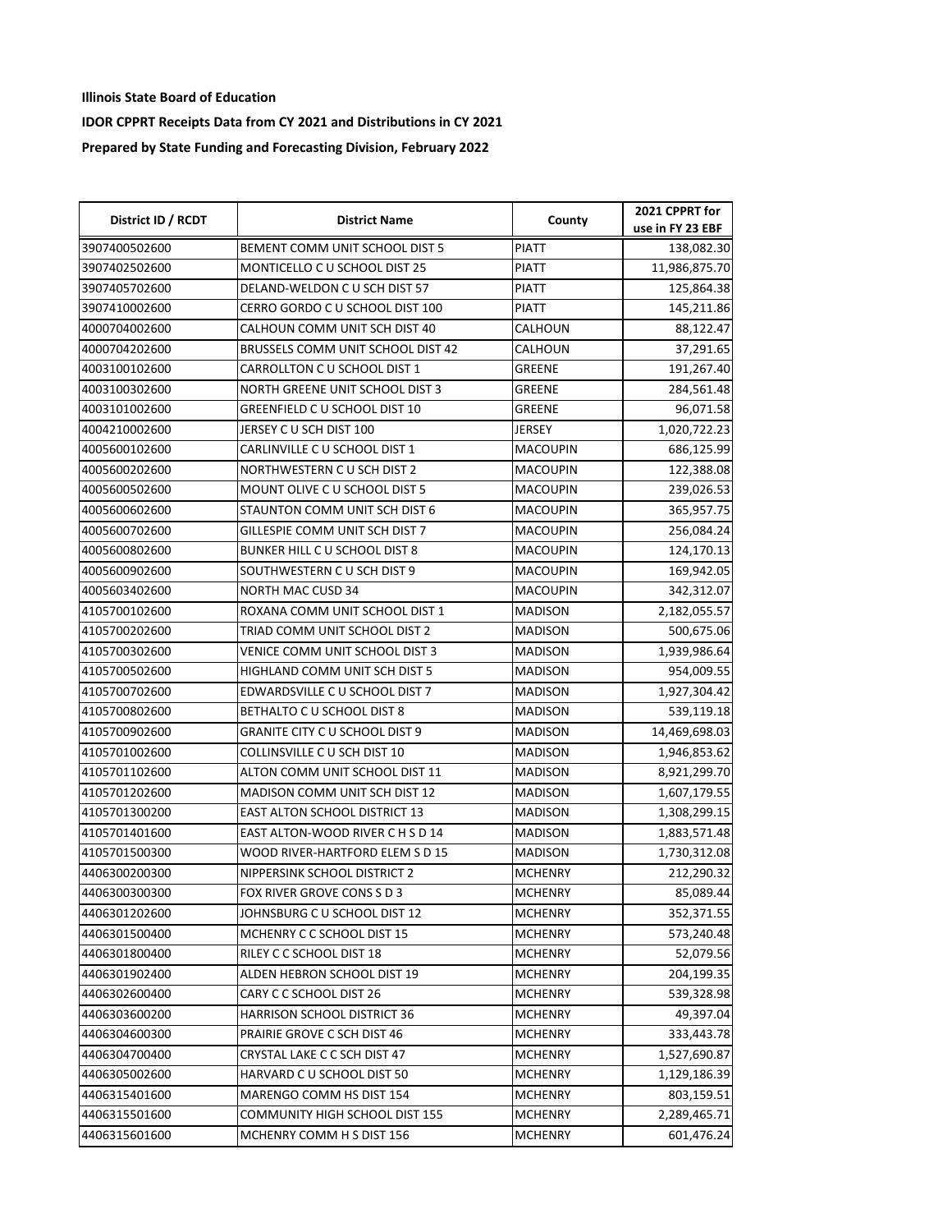**Illinois State Board of Education**

**IDOR CPPRT Receipts Data from CY 2021 and Distributions in CY 2021**

**Prepared by State Funding and Forecasting Division, February 2022**

| District ID / RCDT | District Name | County | 2021 CPPRT for use in FY 23 EBF |
|---|---|---|---|
| 3907400502600 | BEMENT COMM UNIT SCHOOL DIST 5 | PIATT | 138,082.30 |
| 3907402502600 | MONTICELLO C U SCHOOL DIST 25 | PIATT | 11,986,875.70 |
| 3907405702600 | DELAND-WELDON C U SCH DIST 57 | PIATT | 125,864.38 |
| 3907410002600 | CERRO GORDO C U SCHOOL DIST 100 | PIATT | 145,211.86 |
| 4000704002600 | CALHOUN COMM UNIT SCH DIST 40 | CALHOUN | 88,122.47 |
| 4000704202600 | BRUSSELS COMM UNIT SCHOOL DIST 42 | CALHOUN | 37,291.65 |
| 4003100102600 | CARROLLTON C U SCHOOL DIST 1 | GREENE | 191,267.40 |
| 4003100302600 | NORTH GREENE UNIT SCHOOL DIST 3 | GREENE | 284,561.48 |
| 4003101002600 | GREENFIELD C U SCHOOL DIST 10 | GREENE | 96,071.58 |
| 4004210002600 | JERSEY C U SCH DIST 100 | JERSEY | 1,020,722.23 |
| 4005600102600 | CARLINVILLE C U SCHOOL DIST 1 | MACOUPIN | 686,125.99 |
| 4005600202600 | NORTHWESTERN C U SCH DIST 2 | MACOUPIN | 122,388.08 |
| 4005600502600 | MOUNT OLIVE C U SCHOOL DIST 5 | MACOUPIN | 239,026.53 |
| 4005600602600 | STAUNTON COMM UNIT SCH DIST 6 | MACOUPIN | 365,957.75 |
| 4005600702600 | GILLESPIE COMM UNIT SCH DIST 7 | MACOUPIN | 256,084.24 |
| 4005600802600 | BUNKER HILL C U SCHOOL DIST 8 | MACOUPIN | 124,170.13 |
| 4005600902600 | SOUTHWESTERN C U SCH DIST 9 | MACOUPIN | 169,942.05 |
| 4005603402600 | NORTH MAC CUSD 34 | MACOUPIN | 342,312.07 |
| 4105700102600 | ROXANA COMM UNIT SCHOOL DIST 1 | MADISON | 2,182,055.57 |
| 4105700202600 | TRIAD COMM UNIT SCHOOL DIST 2 | MADISON | 500,675.06 |
| 4105700302600 | VENICE COMM UNIT SCHOOL DIST 3 | MADISON | 1,939,986.64 |
| 4105700502600 | HIGHLAND COMM UNIT SCH DIST 5 | MADISON | 954,009.55 |
| 4105700702600 | EDWARDSVILLE C U SCHOOL DIST 7 | MADISON | 1,927,304.42 |
| 4105700802600 | BETHALTO C U SCHOOL DIST 8 | MADISON | 539,119.18 |
| 4105700902600 | GRANITE CITY C U SCHOOL DIST 9 | MADISON | 14,469,698.03 |
| 4105701002600 | COLLINSVILLE C U SCH DIST 10 | MADISON | 1,946,853.62 |
| 4105701102600 | ALTON COMM UNIT SCHOOL DIST 11 | MADISON | 8,921,299.70 |
| 4105701202600 | MADISON COMM UNIT SCH DIST 12 | MADISON | 1,607,179.55 |
| 4105701300200 | EAST ALTON SCHOOL DISTRICT 13 | MADISON | 1,308,299.15 |
| 4105701401600 | EAST ALTON-WOOD RIVER C H S D 14 | MADISON | 1,883,571.48 |
| 4105701500300 | WOOD RIVER-HARTFORD ELEM S D 15 | MADISON | 1,730,312.08 |
| 4406300200300 | NIPPERSINK SCHOOL DISTRICT 2 | MCHENRY | 212,290.32 |
| 4406300300300 | FOX RIVER GROVE CONS S D 3 | MCHENRY | 85,089.44 |
| 4406301202600 | JOHNSBURG C U SCHOOL DIST 12 | MCHENRY | 352,371.55 |
| 4406301500400 | MCHENRY C C SCHOOL DIST 15 | MCHENRY | 573,240.48 |
| 4406301800400 | RILEY C C SCHOOL DIST 18 | MCHENRY | 52,079.56 |
| 4406301902400 | ALDEN HEBRON SCHOOL DIST 19 | MCHENRY | 204,199.35 |
| 4406302600400 | CARY C C SCHOOL DIST 26 | MCHENRY | 539,328.98 |
| 4406303600200 | HARRISON SCHOOL DISTRICT 36 | MCHENRY | 49,397.04 |
| 4406304600300 | PRAIRIE GROVE C SCH DIST 46 | MCHENRY | 333,443.78 |
| 4406304700400 | CRYSTAL LAKE C C SCH DIST 47 | MCHENRY | 1,527,690.87 |
| 4406305002600 | HARVARD C U SCHOOL DIST 50 | MCHENRY | 1,129,186.39 |
| 4406315401600 | MARENGO COMM HS DIST 154 | MCHENRY | 803,159.51 |
| 4406315501600 | COMMUNITY HIGH SCHOOL DIST 155 | MCHENRY | 2,289,465.71 |
| 4406315601600 | MCHENRY COMM H S DIST 156 | MCHENRY | 601,476.24 |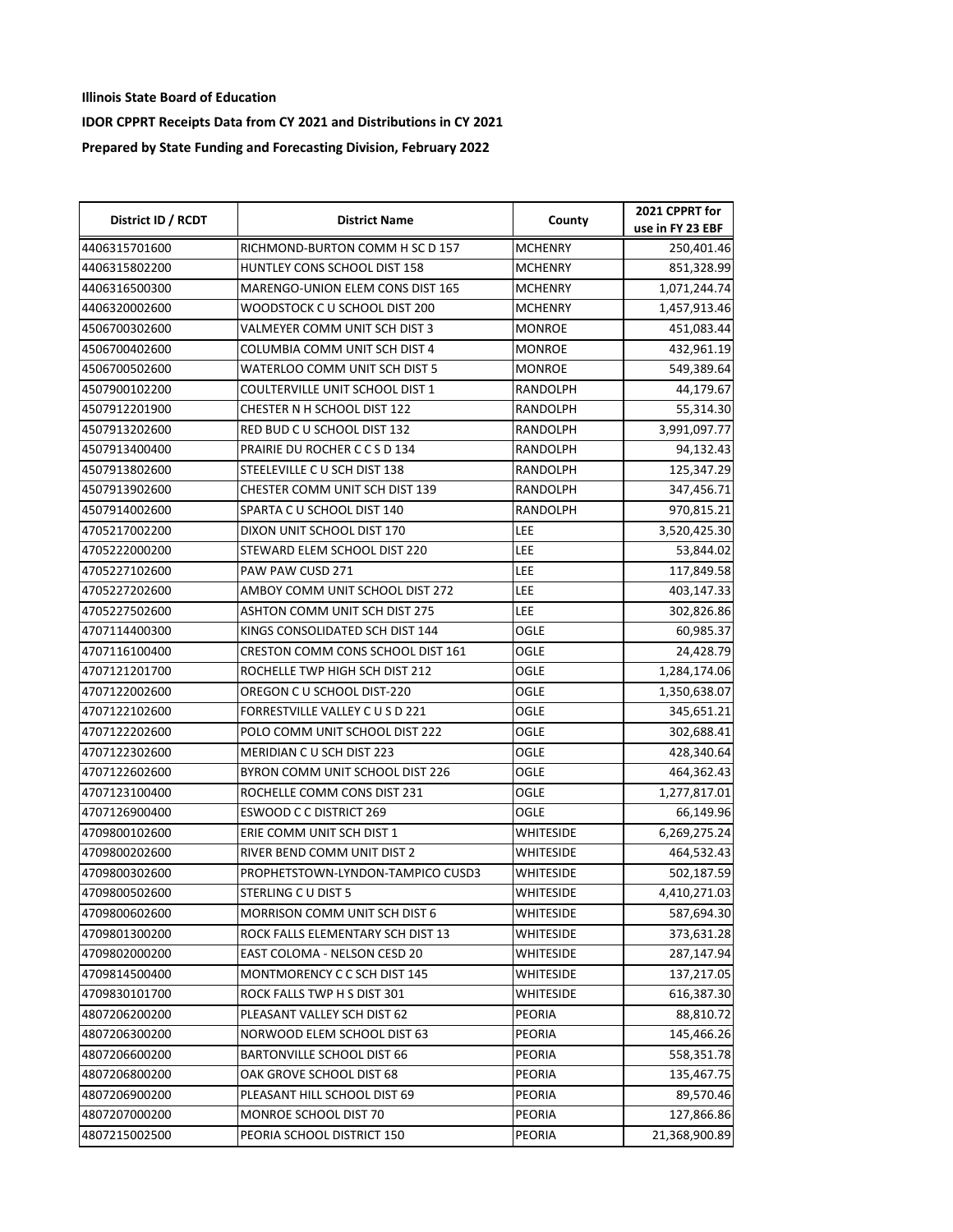**Illinois State Board of Education**

**IDOR CPPRT Receipts Data from CY 2021 and Distributions in CY 2021**

**Prepared by State Funding and Forecasting Division, February 2022**

| District ID / RCDT | District Name | County | 2021 CPPRT for use in FY 23 EBF |
|---|---|---|---|
| 4406315701600 | RICHMOND-BURTON COMM H SC D 157 | MCHENRY | 250,401.46 |
| 4406315802200 | HUNTLEY CONS SCHOOL DIST 158 | MCHENRY | 851,328.99 |
| 4406316500300 | MARENGO-UNION ELEM CONS DIST 165 | MCHENRY | 1,071,244.74 |
| 4406320002600 | WOODSTOCK C U SCHOOL DIST 200 | MCHENRY | 1,457,913.46 |
| 4506700302600 | VALMEYER COMM UNIT SCH DIST 3 | MONROE | 451,083.44 |
| 4506700402600 | COLUMBIA COMM UNIT SCH DIST 4 | MONROE | 432,961.19 |
| 4506700502600 | WATERLOO COMM UNIT SCH DIST 5 | MONROE | 549,389.64 |
| 4507900102200 | COULTERVILLE UNIT SCHOOL DIST 1 | RANDOLPH | 44,179.67 |
| 4507912201900 | CHESTER N H SCHOOL DIST 122 | RANDOLPH | 55,314.30 |
| 4507913202600 | RED BUD C U SCHOOL DIST 132 | RANDOLPH | 3,991,097.77 |
| 4507913400400 | PRAIRIE DU ROCHER C C S D 134 | RANDOLPH | 94,132.43 |
| 4507913802600 | STEELEVILLE C U SCH DIST 138 | RANDOLPH | 125,347.29 |
| 4507913902600 | CHESTER COMM UNIT SCH DIST 139 | RANDOLPH | 347,456.71 |
| 4507914002600 | SPARTA C U SCHOOL DIST 140 | RANDOLPH | 970,815.21 |
| 4705217002200 | DIXON UNIT SCHOOL DIST 170 | LEE | 3,520,425.30 |
| 4705222000200 | STEWARD ELEM SCHOOL DIST 220 | LEE | 53,844.02 |
| 4705227102600 | PAW PAW CUSD 271 | LEE | 117,849.58 |
| 4705227202600 | AMBOY COMM UNIT SCHOOL DIST 272 | LEE | 403,147.33 |
| 4705227502600 | ASHTON COMM UNIT SCH DIST 275 | LEE | 302,826.86 |
| 4707114400300 | KINGS CONSOLIDATED SCH DIST 144 | OGLE | 60,985.37 |
| 4707116100400 | CRESTON COMM CONS SCHOOL DIST 161 | OGLE | 24,428.79 |
| 4707121201700 | ROCHELLE TWP HIGH SCH DIST 212 | OGLE | 1,284,174.06 |
| 4707122002600 | OREGON C U SCHOOL DIST-220 | OGLE | 1,350,638.07 |
| 4707122102600 | FORRESTVILLE VALLEY C U S D 221 | OGLE | 345,651.21 |
| 4707122202600 | POLO COMM UNIT SCHOOL DIST 222 | OGLE | 302,688.41 |
| 4707122302600 | MERIDIAN C U SCH DIST 223 | OGLE | 428,340.64 |
| 4707122602600 | BYRON COMM UNIT SCHOOL DIST 226 | OGLE | 464,362.43 |
| 4707123100400 | ROCHELLE COMM CONS DIST 231 | OGLE | 1,277,817.01 |
| 4707126900400 | ESWOOD C C DISTRICT 269 | OGLE | 66,149.96 |
| 4709800102600 | ERIE COMM UNIT SCH DIST 1 | WHITESIDE | 6,269,275.24 |
| 4709800202600 | RIVER BEND COMM UNIT DIST 2 | WHITESIDE | 464,532.43 |
| 4709800302600 | PROPHETSTOWN-LYNDON-TAMPICO CUSD3 | WHITESIDE | 502,187.59 |
| 4709800502600 | STERLING C U DIST 5 | WHITESIDE | 4,410,271.03 |
| 4709800602600 | MORRISON COMM UNIT SCH DIST 6 | WHITESIDE | 587,694.30 |
| 4709801300200 | ROCK FALLS ELEMENTARY SCH DIST 13 | WHITESIDE | 373,631.28 |
| 4709802000200 | EAST COLOMA - NELSON CESD 20 | WHITESIDE | 287,147.94 |
| 4709814500400 | MONTMORENCY C C SCH DIST 145 | WHITESIDE | 137,217.05 |
| 4709830101700 | ROCK FALLS TWP H S DIST 301 | WHITESIDE | 616,387.30 |
| 4807206200200 | PLEASANT VALLEY SCH DIST 62 | PEORIA | 88,810.72 |
| 4807206300200 | NORWOOD ELEM SCHOOL DIST 63 | PEORIA | 145,466.26 |
| 4807206600200 | BARTONVILLE SCHOOL DIST 66 | PEORIA | 558,351.78 |
| 4807206800200 | OAK GROVE SCHOOL DIST 68 | PEORIA | 135,467.75 |
| 4807206900200 | PLEASANT HILL SCHOOL DIST 69 | PEORIA | 89,570.46 |
| 4807207000200 | MONROE SCHOOL DIST 70 | PEORIA | 127,866.86 |
| 4807215002500 | PEORIA SCHOOL DISTRICT 150 | PEORIA | 21,368,900.89 |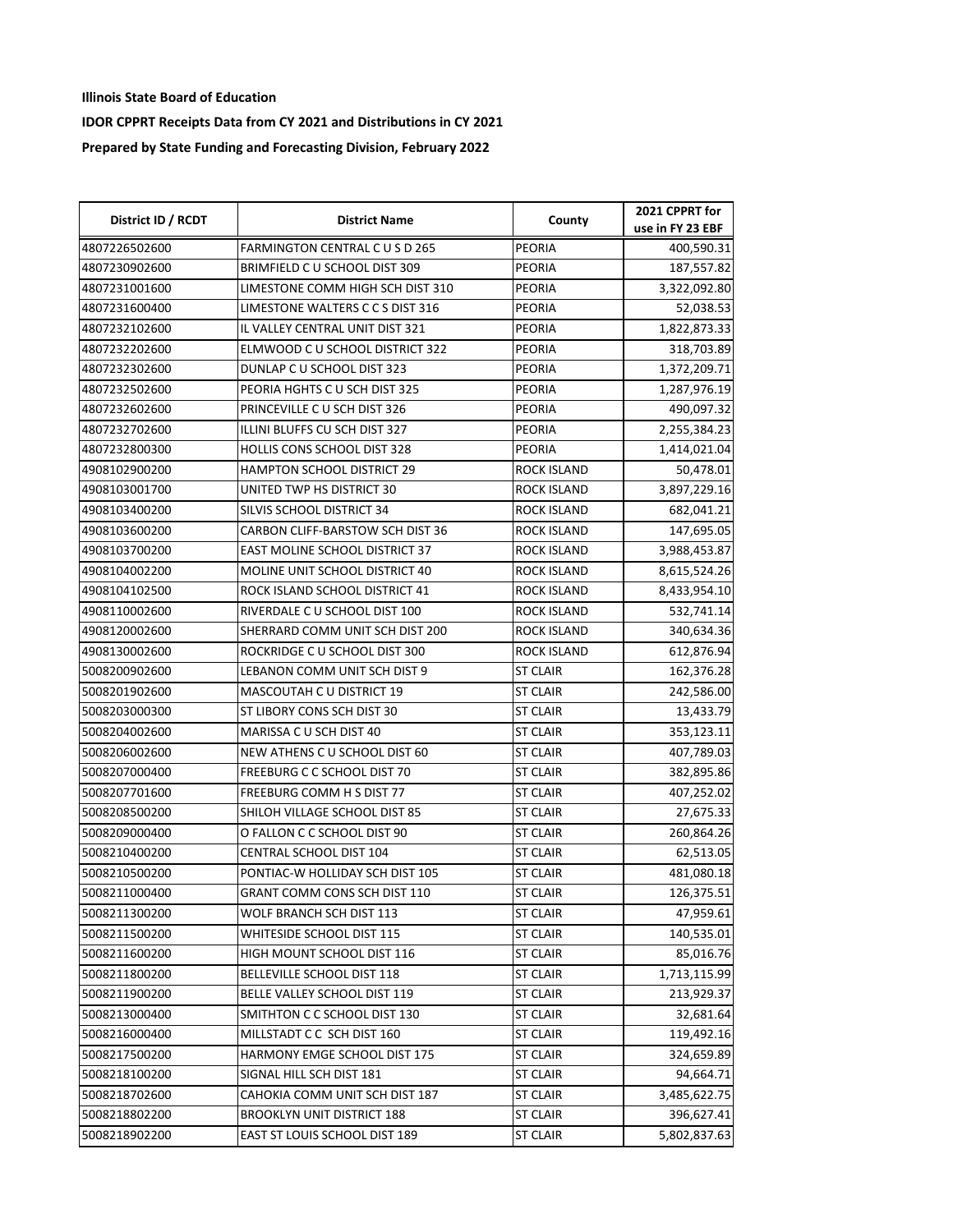**Illinois State Board of Education**

**IDOR CPPRT Receipts Data from CY 2021 and Distributions in CY 2021**

**Prepared by State Funding and Forecasting Division, February 2022**

| District ID / RCDT | District Name | County | 2021 CPPRT for use in FY 23 EBF |
|---|---|---|---|
| 4807226502600 | FARMINGTON CENTRAL C U S D 265 | PEORIA | 400,590.31 |
| 4807230902600 | BRIMFIELD C U SCHOOL DIST 309 | PEORIA | 187,557.82 |
| 4807231001600 | LIMESTONE COMM HIGH SCH DIST 310 | PEORIA | 3,322,092.80 |
| 4807231600400 | LIMESTONE WALTERS C C S DIST 316 | PEORIA | 52,038.53 |
| 4807232102600 | IL VALLEY CENTRAL UNIT DIST 321 | PEORIA | 1,822,873.33 |
| 4807232202600 | ELMWOOD C U SCHOOL DISTRICT 322 | PEORIA | 318,703.89 |
| 4807232302600 | DUNLAP C U SCHOOL DIST 323 | PEORIA | 1,372,209.71 |
| 4807232502600 | PEORIA HGHTS C U SCH DIST 325 | PEORIA | 1,287,976.19 |
| 4807232602600 | PRINCEVILLE C U SCH DIST 326 | PEORIA | 490,097.32 |
| 4807232702600 | ILLINI BLUFFS CU SCH DIST 327 | PEORIA | 2,255,384.23 |
| 4807232800300 | HOLLIS CONS SCHOOL DIST 328 | PEORIA | 1,414,021.04 |
| 4908102900200 | HAMPTON SCHOOL DISTRICT 29 | ROCK ISLAND | 50,478.01 |
| 4908103001700 | UNITED TWP HS DISTRICT 30 | ROCK ISLAND | 3,897,229.16 |
| 4908103400200 | SILVIS SCHOOL DISTRICT 34 | ROCK ISLAND | 682,041.21 |
| 4908103600200 | CARBON CLIFF-BARSTOW SCH DIST 36 | ROCK ISLAND | 147,695.05 |
| 4908103700200 | EAST MOLINE SCHOOL DISTRICT 37 | ROCK ISLAND | 3,988,453.87 |
| 4908104002200 | MOLINE UNIT SCHOOL DISTRICT 40 | ROCK ISLAND | 8,615,524.26 |
| 4908104102500 | ROCK ISLAND SCHOOL DISTRICT 41 | ROCK ISLAND | 8,433,954.10 |
| 4908110002600 | RIVERDALE C U SCHOOL DIST 100 | ROCK ISLAND | 532,741.14 |
| 4908120002600 | SHERRARD COMM UNIT SCH DIST 200 | ROCK ISLAND | 340,634.36 |
| 4908130002600 | ROCKRIDGE C U SCHOOL DIST 300 | ROCK ISLAND | 612,876.94 |
| 5008200902600 | LEBANON COMM UNIT SCH DIST 9 | ST CLAIR | 162,376.28 |
| 5008201902600 | MASCOUTAH C U DISTRICT 19 | ST CLAIR | 242,586.00 |
| 5008203000300 | ST LIBORY CONS SCH DIST 30 | ST CLAIR | 13,433.79 |
| 5008204002600 | MARISSA C U SCH DIST 40 | ST CLAIR | 353,123.11 |
| 5008206002600 | NEW ATHENS C U SCHOOL DIST 60 | ST CLAIR | 407,789.03 |
| 5008207000400 | FREEBURG C C SCHOOL DIST 70 | ST CLAIR | 382,895.86 |
| 5008207701600 | FREEBURG COMM H S DIST 77 | ST CLAIR | 407,252.02 |
| 5008208500200 | SHILOH VILLAGE SCHOOL DIST 85 | ST CLAIR | 27,675.33 |
| 5008209000400 | O FALLON C C SCHOOL DIST 90 | ST CLAIR | 260,864.26 |
| 5008210400200 | CENTRAL SCHOOL DIST 104 | ST CLAIR | 62,513.05 |
| 5008210500200 | PONTIAC-W HOLLIDAY SCH DIST 105 | ST CLAIR | 481,080.18 |
| 5008211000400 | GRANT COMM CONS SCH DIST 110 | ST CLAIR | 126,375.51 |
| 5008211300200 | WOLF BRANCH SCH DIST 113 | ST CLAIR | 47,959.61 |
| 5008211500200 | WHITESIDE SCHOOL DIST 115 | ST CLAIR | 140,535.01 |
| 5008211600200 | HIGH MOUNT SCHOOL DIST 116 | ST CLAIR | 85,016.76 |
| 5008211800200 | BELLEVILLE SCHOOL DIST 118 | ST CLAIR | 1,713,115.99 |
| 5008211900200 | BELLE VALLEY SCHOOL DIST 119 | ST CLAIR | 213,929.37 |
| 5008213000400 | SMITHTON C C SCHOOL DIST 130 | ST CLAIR | 32,681.64 |
| 5008216000400 | MILLSTADT C C SCH DIST 160 | ST CLAIR | 119,492.16 |
| 5008217500200 | HARMONY EMGE SCHOOL DIST 175 | ST CLAIR | 324,659.89 |
| 5008218100200 | SIGNAL HILL SCH DIST 181 | ST CLAIR | 94,664.71 |
| 5008218702600 | CAHOKIA COMM UNIT SCH DIST 187 | ST CLAIR | 3,485,622.75 |
| 5008218802200 | BROOKLYN UNIT DISTRICT 188 | ST CLAIR | 396,627.41 |
| 5008218902200 | EAST ST LOUIS SCHOOL DIST 189 | ST CLAIR | 5,802,837.63 |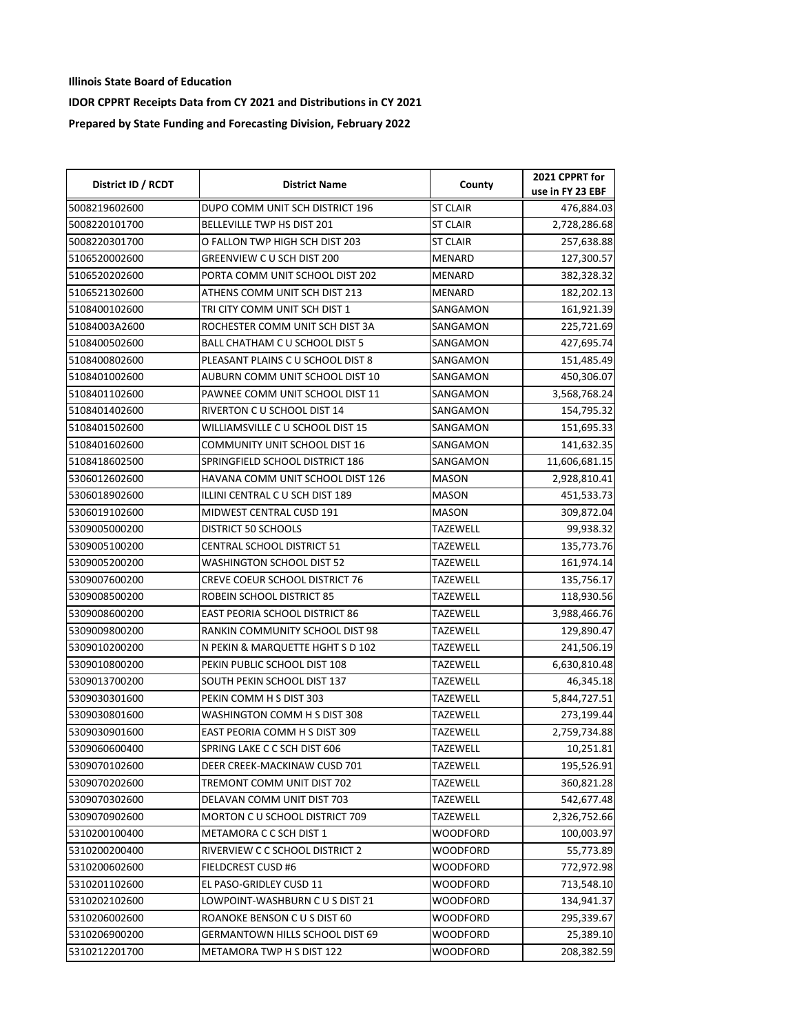**Illinois State Board of Education**

**IDOR CPPRT Receipts Data from CY 2021 and Distributions in CY 2021**

**Prepared by State Funding and Forecasting Division, February 2022**

| District ID / RCDT | District Name | County | 2021 CPPRT for use in FY 23 EBF |
|---|---|---|---|
| 5008219602600 | DUPO COMM UNIT SCH DISTRICT 196 | ST CLAIR | 476,884.03 |
| 5008220101700 | BELLEVILLE TWP HS DIST 201 | ST CLAIR | 2,728,286.68 |
| 5008220301700 | O FALLON TWP HIGH SCH DIST 203 | ST CLAIR | 257,638.88 |
| 5106520002600 | GREENVIEW C U SCH DIST 200 | MENARD | 127,300.57 |
| 5106520202600 | PORTA COMM UNIT SCHOOL DIST 202 | MENARD | 382,328.32 |
| 5106521302600 | ATHENS COMM UNIT SCH DIST 213 | MENARD | 182,202.13 |
| 5108400102600 | TRI CITY COMM UNIT SCH DIST 1 | SANGAMON | 161,921.39 |
| 51084003A2600 | ROCHESTER COMM UNIT SCH DIST 3A | SANGAMON | 225,721.69 |
| 5108400502600 | BALL CHATHAM C U SCHOOL DIST 5 | SANGAMON | 427,695.74 |
| 5108400802600 | PLEASANT PLAINS C U SCHOOL DIST 8 | SANGAMON | 151,485.49 |
| 5108401002600 | AUBURN COMM UNIT SCHOOL DIST 10 | SANGAMON | 450,306.07 |
| 5108401102600 | PAWNEE COMM UNIT SCHOOL DIST 11 | SANGAMON | 3,568,768.24 |
| 5108401402600 | RIVERTON C U SCHOOL DIST 14 | SANGAMON | 154,795.32 |
| 5108401502600 | WILLIAMSVILLE C U SCHOOL DIST 15 | SANGAMON | 151,695.33 |
| 5108401602600 | COMMUNITY UNIT SCHOOL DIST 16 | SANGAMON | 141,632.35 |
| 5108418602500 | SPRINGFIELD SCHOOL DISTRICT 186 | SANGAMON | 11,606,681.15 |
| 5306012602600 | HAVANA COMM UNIT SCHOOL DIST 126 | MASON | 2,928,810.41 |
| 5306018902600 | ILLINI CENTRAL C U SCH DIST 189 | MASON | 451,533.73 |
| 5306019102600 | MIDWEST CENTRAL CUSD 191 | MASON | 309,872.04 |
| 5309005000200 | DISTRICT 50 SCHOOLS | TAZEWELL | 99,938.32 |
| 5309005100200 | CENTRAL SCHOOL DISTRICT 51 | TAZEWELL | 135,773.76 |
| 5309005200200 | WASHINGTON SCHOOL DIST 52 | TAZEWELL | 161,974.14 |
| 5309007600200 | CREVE COEUR SCHOOL DISTRICT 76 | TAZEWELL | 135,756.17 |
| 5309008500200 | ROBEIN SCHOOL DISTRICT 85 | TAZEWELL | 118,930.56 |
| 5309008600200 | EAST PEORIA SCHOOL DISTRICT 86 | TAZEWELL | 3,988,466.76 |
| 5309009800200 | RANKIN COMMUNITY SCHOOL DIST 98 | TAZEWELL | 129,890.47 |
| 5309010200200 | N PEKIN & MARQUETTE HGHT S D 102 | TAZEWELL | 241,506.19 |
| 5309010800200 | PEKIN PUBLIC SCHOOL DIST 108 | TAZEWELL | 6,630,810.48 |
| 5309013700200 | SOUTH PEKIN SCHOOL DIST 137 | TAZEWELL | 46,345.18 |
| 5309030301600 | PEKIN COMM H S DIST 303 | TAZEWELL | 5,844,727.51 |
| 5309030801600 | WASHINGTON COMM H S DIST 308 | TAZEWELL | 273,199.44 |
| 5309030901600 | EAST PEORIA COMM H S DIST 309 | TAZEWELL | 2,759,734.88 |
| 5309060600400 | SPRING LAKE C C SCH DIST 606 | TAZEWELL | 10,251.81 |
| 5309070102600 | DEER CREEK-MACKINAW CUSD 701 | TAZEWELL | 195,526.91 |
| 5309070202600 | TREMONT COMM UNIT DIST 702 | TAZEWELL | 360,821.28 |
| 5309070302600 | DELAVAN COMM UNIT DIST 703 | TAZEWELL | 542,677.48 |
| 5309070902600 | MORTON C U SCHOOL DISTRICT 709 | TAZEWELL | 2,326,752.66 |
| 5310200100400 | METAMORA C C SCH DIST 1 | WOODFORD | 100,003.97 |
| 5310200200400 | RIVERVIEW C C SCHOOL DISTRICT 2 | WOODFORD | 55,773.89 |
| 5310200602600 | FIELDCREST CUSD #6 | WOODFORD | 772,972.98 |
| 5310201102600 | EL PASO-GRIDLEY CUSD 11 | WOODFORD | 713,548.10 |
| 5310202102600 | LOWPOINT-WASHBURN C U S DIST 21 | WOODFORD | 134,941.37 |
| 5310206002600 | ROANOKE BENSON C U S DIST 60 | WOODFORD | 295,339.67 |
| 5310206900200 | GERMANTOWN HILLS SCHOOL DIST 69 | WOODFORD | 25,389.10 |
| 5310212201700 | METAMORA TWP H S DIST 122 | WOODFORD | 208,382.59 |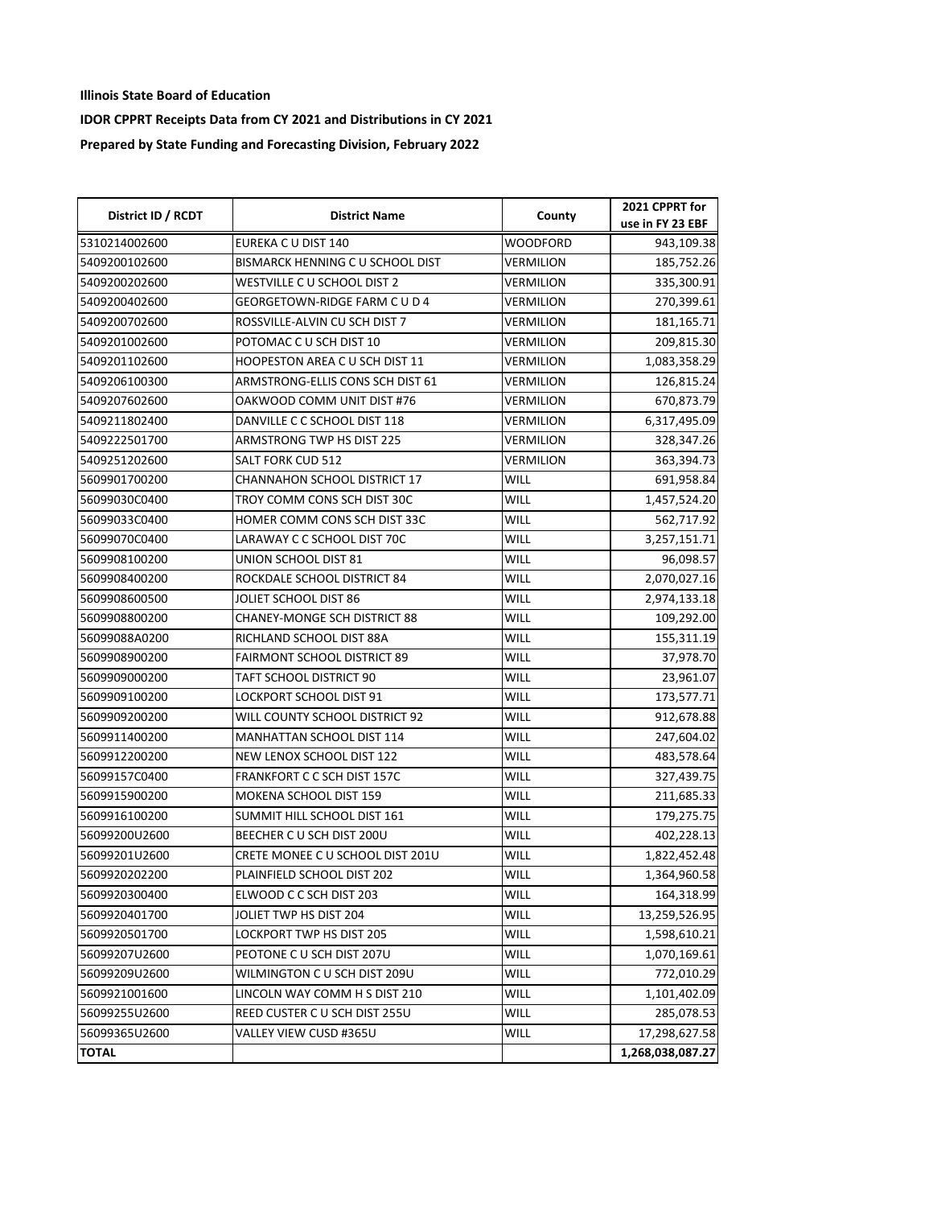**Illinois State Board of Education**

**IDOR CPPRT Receipts Data from CY 2021 and Distributions in CY 2021**

**Prepared by State Funding and Forecasting Division, February 2022**

| District ID / RCDT | District Name | County | 2021 CPPRT for use in FY 23 EBF |
|---|---|---|---|
| 5310214002600 | EUREKA C U DIST 140 | WOODFORD | 943,109.38 |
| 5409200102600 | BISMARCK HENNING C U SCHOOL DIST | VERMILION | 185,752.26 |
| 5409200202600 | WESTVILLE C U SCHOOL DIST 2 | VERMILION | 335,300.91 |
| 5409200402600 | GEORGETOWN-RIDGE FARM C U D 4 | VERMILION | 270,399.61 |
| 5409200702600 | ROSSVILLE-ALVIN CU SCH DIST 7 | VERMILION | 181,165.71 |
| 5409201002600 | POTOMAC C U SCH DIST 10 | VERMILION | 209,815.30 |
| 5409201102600 | HOOPESTON AREA C U SCH DIST 11 | VERMILION | 1,083,358.29 |
| 5409206100300 | ARMSTRONG-ELLIS CONS SCH DIST 61 | VERMILION | 126,815.24 |
| 5409207602600 | OAKWOOD COMM UNIT DIST #76 | VERMILION | 670,873.79 |
| 5409211802400 | DANVILLE C C SCHOOL DIST 118 | VERMILION | 6,317,495.09 |
| 5409222501700 | ARMSTRONG TWP HS DIST 225 | VERMILION | 328,347.26 |
| 5409251202600 | SALT FORK CUD 512 | VERMILION | 363,394.73 |
| 5609901700200 | CHANNAHON SCHOOL DISTRICT 17 | WILL | 691,958.84 |
| 56099030C0400 | TROY COMM CONS SCH DIST 30C | WILL | 1,457,524.20 |
| 56099033C0400 | HOMER COMM CONS SCH DIST 33C | WILL | 562,717.92 |
| 56099070C0400 | LARAWAY C C SCHOOL DIST 70C | WILL | 3,257,151.71 |
| 5609908100200 | UNION SCHOOL DIST 81 | WILL | 96,098.57 |
| 5609908400200 | ROCKDALE SCHOOL DISTRICT 84 | WILL | 2,070,027.16 |
| 5609908600500 | JOLIET SCHOOL DIST 86 | WILL | 2,974,133.18 |
| 5609908800200 | CHANEY-MONGE SCH DISTRICT 88 | WILL | 109,292.00 |
| 56099088A0200 | RICHLAND SCHOOL DIST 88A | WILL | 155,311.19 |
| 5609908900200 | FAIRMONT SCHOOL DISTRICT 89 | WILL | 37,978.70 |
| 5609909000200 | TAFT SCHOOL DISTRICT 90 | WILL | 23,961.07 |
| 5609909100200 | LOCKPORT SCHOOL DIST 91 | WILL | 173,577.71 |
| 5609909200200 | WILL COUNTY SCHOOL DISTRICT 92 | WILL | 912,678.88 |
| 5609911400200 | MANHATTAN SCHOOL DIST 114 | WILL | 247,604.02 |
| 5609912200200 | NEW LENOX SCHOOL DIST 122 | WILL | 483,578.64 |
| 56099157C0400 | FRANKFORT C C SCH DIST 157C | WILL | 327,439.75 |
| 5609915900200 | MOKENA SCHOOL DIST 159 | WILL | 211,685.33 |
| 5609916100200 | SUMMIT HILL SCHOOL DIST 161 | WILL | 179,275.75 |
| 56099200U2600 | BEECHER C U SCH DIST 200U | WILL | 402,228.13 |
| 56099201U2600 | CRETE MONEE C U SCHOOL DIST 201U | WILL | 1,822,452.48 |
| 5609920202200 | PLAINFIELD SCHOOL DIST 202 | WILL | 1,364,960.58 |
| 5609920300400 | ELWOOD C C SCH DIST 203 | WILL | 164,318.99 |
| 5609920401700 | JOLIET TWP HS DIST 204 | WILL | 13,259,526.95 |
| 5609920501700 | LOCKPORT TWP HS DIST 205 | WILL | 1,598,610.21 |
| 56099207U2600 | PEOTONE C U SCH DIST 207U | WILL | 1,070,169.61 |
| 56099209U2600 | WILMINGTON C U SCH DIST 209U | WILL | 772,010.29 |
| 5609921001600 | LINCOLN WAY COMM H S DIST 210 | WILL | 1,101,402.09 |
| 56099255U2600 | REED CUSTER C U SCH DIST 255U | WILL | 285,078.53 |
| 56099365U2600 | VALLEY VIEW CUSD #365U | WILL | 17,298,627.58 |
| **TOTAL** | | | **1,268,038,087.27** |